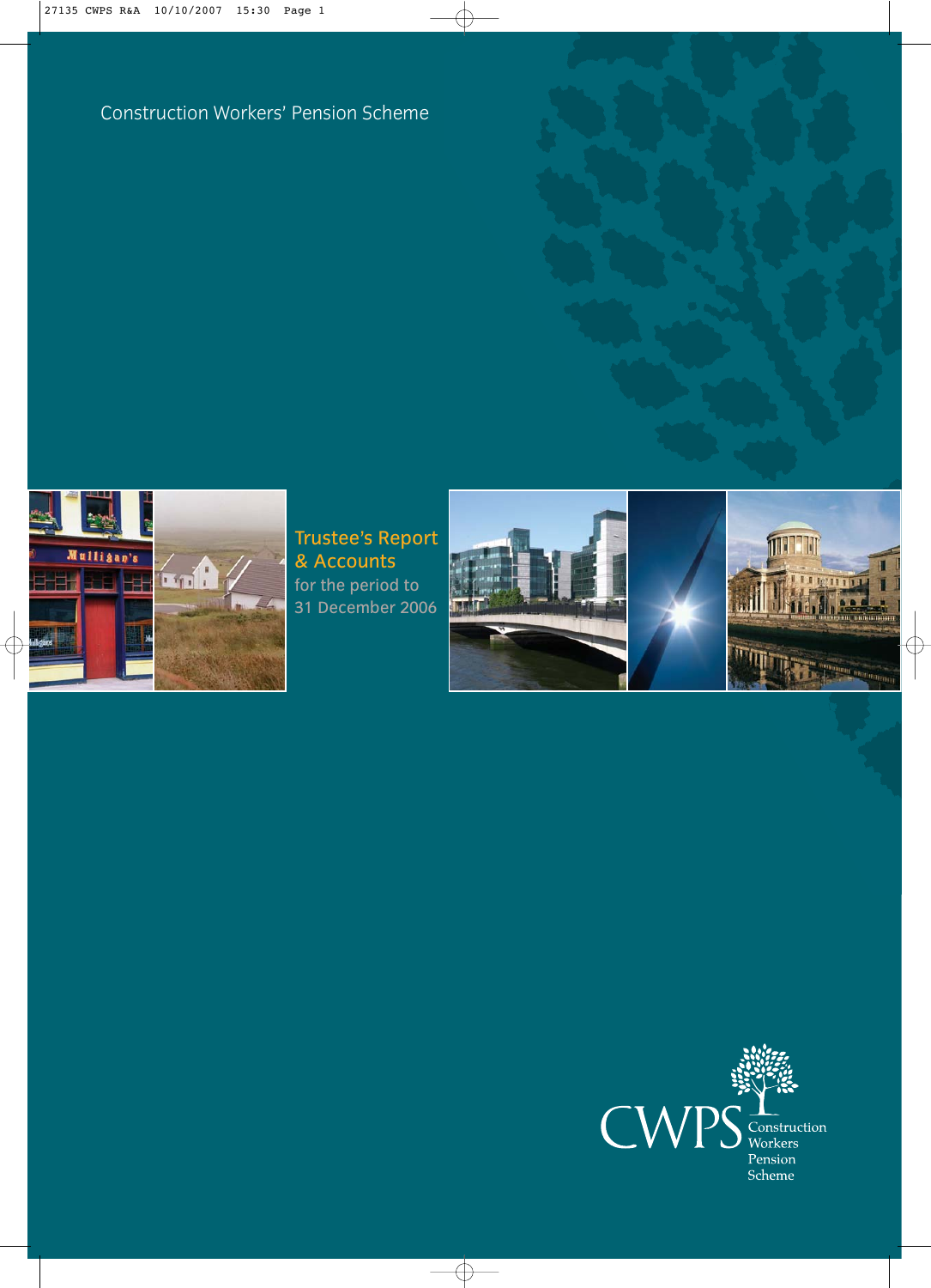Construction Workers' Pension Scheme

# Trustee's Report & Accounts

for the period to
31 December 2006

CWPS Construction Workers Pension Scheme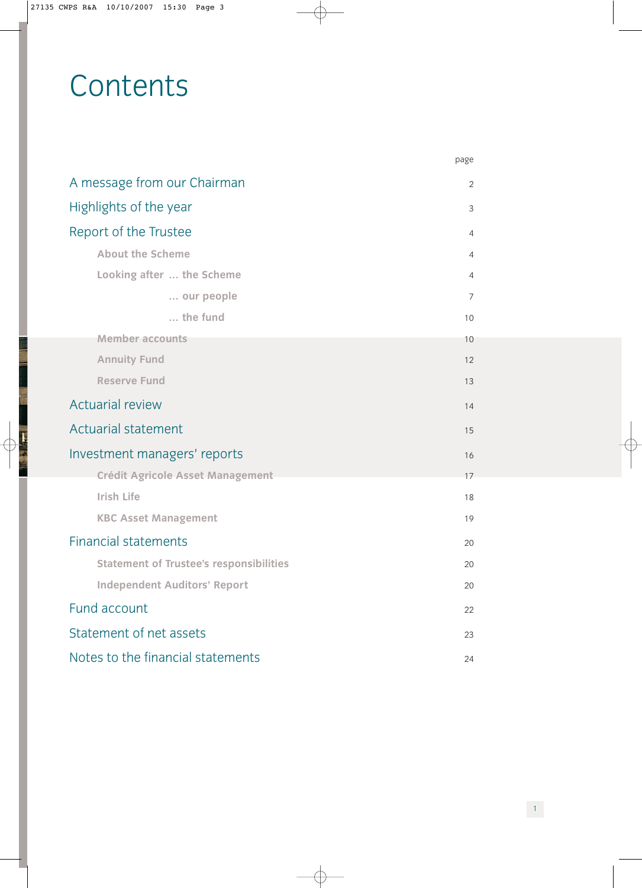# Contents

| | page |
|---|---|
| A message from our Chairman | 2 |
| Highlights of the year | 3 |
| Report of the Trustee | 4 |
| About the Scheme | 4 |
| Looking after ... the Scheme | 4 |
| ... our people | 7 |
| ... the fund | 10 |
| Member accounts | 10 |
| Annuity Fund | 12 |
| Reserve Fund | 13 |
| Actuarial review | 14 |
| Actuarial statement | 15 |
| Investment managers' reports | 16 |
| Crédit Agricole Asset Management | 17 |
| Irish Life | 18 |
| KBC Asset Management | 19 |
| Financial statements | 20 |
| Statement of Trustee's responsibilities | 20 |
| Independent Auditors' Report | 20 |
| Fund account | 22 |
| Statement of net assets | 23 |
| Notes to the financial statements | 24 |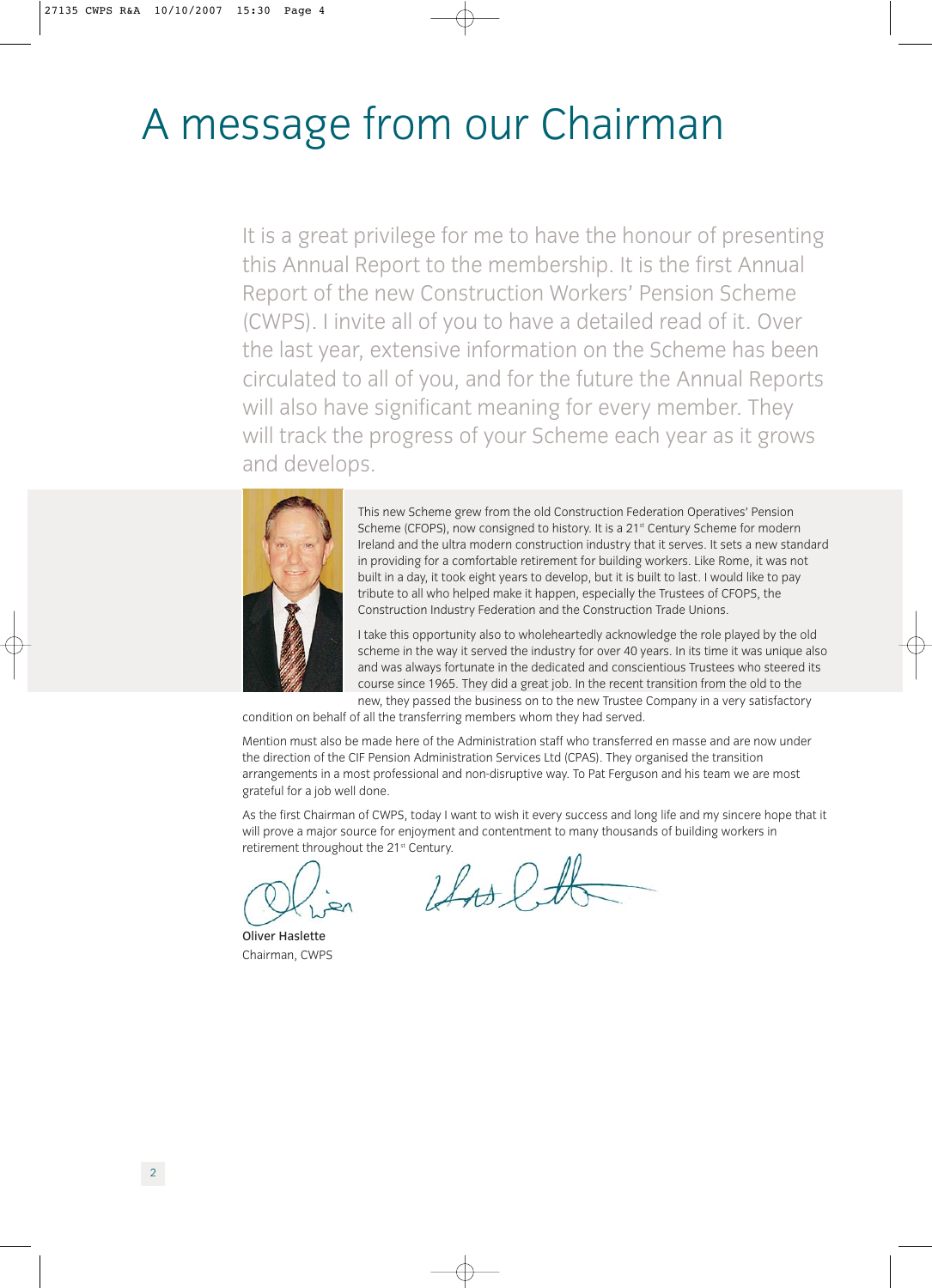# A message from our Chairman

It is a great privilege for me to have the honour of presenting this Annual Report to the membership. It is the first Annual Report of the new Construction Workers' Pension Scheme (CWPS). I invite all of you to have a detailed read of it. Over the last year, extensive information on the Scheme has been circulated to all of you, and for the future the Annual Reports will also have significant meaning for every member. They will track the progress of your Scheme each year as it grows and develops.

This new Scheme grew from the old Construction Federation Operatives' Pension Scheme (CFOPS), now consigned to history. It is a 21st Century Scheme for modern Ireland and the ultra modern construction industry that it serves. It sets a new standard in providing for a comfortable retirement for building workers. Like Rome, it was not built in a day, it took eight years to develop, but it is built to last. I would like to pay tribute to all who helped make it happen, especially the Trustees of CFOPS, the Construction Industry Federation and the Construction Trade Unions.

I take this opportunity also to wholeheartedly acknowledge the role played by the old scheme in the way it served the industry for over 40 years. In its time it was unique also and was always fortunate in the dedicated and conscientious Trustees who steered its course since 1965. They did a great job. In the recent transition from the old to the new, they passed the business on to the new Trustee Company in a very satisfactory condition on behalf of all the transferring members whom they had served.

Mention must also be made here of the Administration staff who transferred en masse and are now under the direction of the CIF Pension Administration Services Ltd (CPAS). They organised the transition arrangements in a most professional and non-disruptive way. To Pat Ferguson and his team we are most grateful for a job well done.

As the first Chairman of CWPS, today I want to wish it every success and long life and my sincere hope that it will prove a major source for enjoyment and contentment to many thousands of building workers in retirement throughout the 21st Century.

**Oliver Haslette**
Chairman, CWPS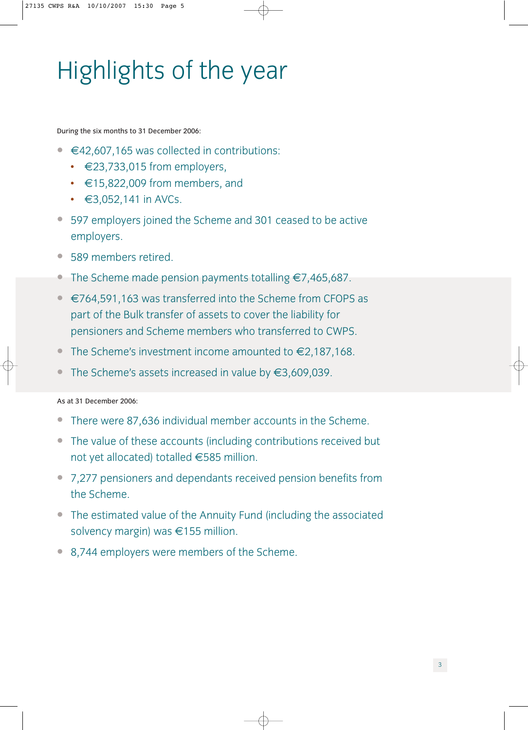# Highlights of the year

During the six months to 31 December 2006:

- €42,607,165 was collected in contributions:
  - €23,733,015 from employers,
  - €15,822,009 from members, and
  - €3,052,141 in AVCs.
- 597 employers joined the Scheme and 301 ceased to be active employers.
- 589 members retired.
- The Scheme made pension payments totalling €7,465,687.
- €764,591,163 was transferred into the Scheme from CFOPS as part of the Bulk transfer of assets to cover the liability for pensioners and Scheme members who transferred to CWPS.
- The Scheme's investment income amounted to €2,187,168.
- The Scheme's assets increased in value by €3,609,039.

As at 31 December 2006:

- There were 87,636 individual member accounts in the Scheme.
- The value of these accounts (including contributions received but not yet allocated) totalled €585 million.
- 7,277 pensioners and dependants received pension benefits from the Scheme.
- The estimated value of the Annuity Fund (including the associated solvency margin) was €155 million.
- 8,744 employers were members of the Scheme.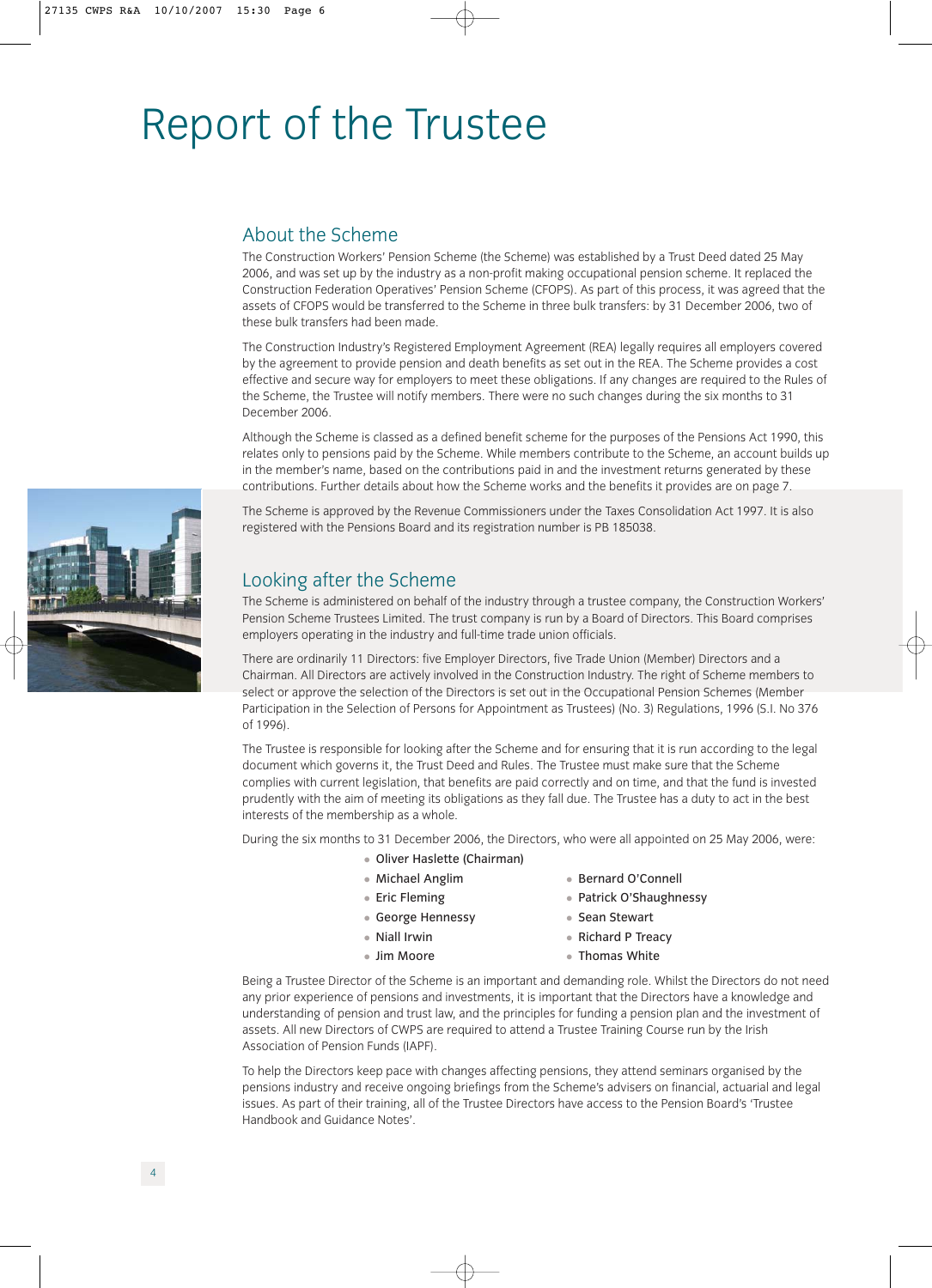# Report of the Trustee

## About the Scheme

The Construction Workers' Pension Scheme (the Scheme) was established by a Trust Deed dated 25 May 2006, and was set up by the industry as a non-profit making occupational pension scheme. It replaced the Construction Federation Operatives' Pension Scheme (CFOPS). As part of this process, it was agreed that the assets of CFOPS would be transferred to the Scheme in three bulk transfers: by 31 December 2006, two of these bulk transfers had been made.

The Construction Industry's Registered Employment Agreement (REA) legally requires all employers covered by the agreement to provide pension and death benefits as set out in the REA. The Scheme provides a cost effective and secure way for employers to meet these obligations. If any changes are required to the Rules of the Scheme, the Trustee will notify members. There were no such changes during the six months to 31 December 2006.

Although the Scheme is classed as a defined benefit scheme for the purposes of the Pensions Act 1990, this relates only to pensions paid by the Scheme. While members contribute to the Scheme, an account builds up in the member's name, based on the contributions paid in and the investment returns generated by these contributions. Further details about how the Scheme works and the benefits it provides are on page 7.

The Scheme is approved by the Revenue Commissioners under the Taxes Consolidation Act 1997. It is also registered with the Pensions Board and its registration number is PB 185038.

## Looking after the Scheme

The Scheme is administered on behalf of the industry through a trustee company, the Construction Workers' Pension Scheme Trustees Limited. The trust company is run by a Board of Directors. This Board comprises employers operating in the industry and full-time trade union officials.

There are ordinarily 11 Directors: five Employer Directors, five Trade Union (Member) Directors and a Chairman. All Directors are actively involved in the Construction Industry. The right of Scheme members to select or approve the selection of the Directors is set out in the Occupational Pension Schemes (Member Participation in the Selection of Persons for Appointment as Trustees) (No. 3) Regulations, 1996 (S.I. No 376 of 1996).

The Trustee is responsible for looking after the Scheme and for ensuring that it is run according to the legal document which governs it, the Trust Deed and Rules. The Trustee must make sure that the Scheme complies with current legislation, that benefits are paid correctly and on time, and that the fund is invested prudently with the aim of meeting its obligations as they fall due. The Trustee has a duty to act in the best interests of the membership as a whole.

During the six months to 31 December 2006, the Directors, who were all appointed on 25 May 2006, were:

- Oliver Haslette (Chairman)
- Michael Anglim
- Eric Fleming
- George Hennessy
- Niall Irwin
- Jim Moore
- Bernard O'Connell
- Patrick O'Shaughnessy
- Sean Stewart
- Richard P Treacy
- Thomas White

Being a Trustee Director of the Scheme is an important and demanding role. Whilst the Directors do not need any prior experience of pensions and investments, it is important that the Directors have a knowledge and understanding of pension and trust law, and the principles for funding a pension plan and the investment of assets. All new Directors of CWPS are required to attend a Trustee Training Course run by the Irish Association of Pension Funds (IAPF).

To help the Directors keep pace with changes affecting pensions, they attend seminars organised by the pensions industry and receive ongoing briefings from the Scheme's advisers on financial, actuarial and legal issues. As part of their training, all of the Trustee Directors have access to the Pension Board's 'Trustee Handbook and Guidance Notes'.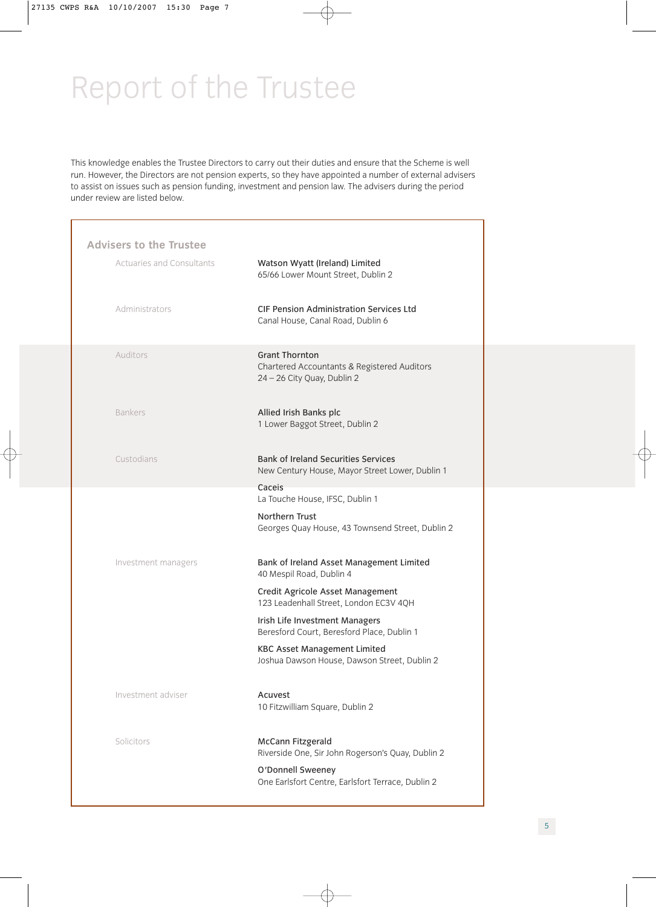# Report of the Trustee

This knowledge enables the Trustee Directors to carry out their duties and ensure that the Scheme is well run. However, the Directors are not pension experts, so they have appointed a number of external advisers to assist on issues such as pension funding, investment and pension law. The advisers during the period under review are listed below.

## Advisers to the Trustee

| | |
|---|---|
| Actuaries and Consultants | **Watson Wyatt (Ireland) Limited**<br>65/66 Lower Mount Street, Dublin 2 |
| Administrators | **CIF Pension Administration Services Ltd**<br>Canal House, Canal Road, Dublin 6 |
| Auditors | **Grant Thornton**<br>Chartered Accountants & Registered Auditors<br>24 – 26 City Quay, Dublin 2 |
| Bankers | **Allied Irish Banks plc**<br>1 Lower Baggot Street, Dublin 2 |
| Custodians | **Bank of Ireland Securities Services**<br>New Century House, Mayor Street Lower, Dublin 1<br>**Caceis**<br>La Touche House, IFSC, Dublin 1<br>**Northern Trust**<br>Georges Quay House, 43 Townsend Street, Dublin 2 |
| Investment managers | **Bank of Ireland Asset Management Limited**<br>40 Mespil Road, Dublin 4<br>**Credit Agricole Asset Management**<br>123 Leadenhall Street, London EC3V 4QH<br>**Irish Life Investment Managers**<br>Beresford Court, Beresford Place, Dublin 1<br>**KBC Asset Management Limited**<br>Joshua Dawson House, Dawson Street, Dublin 2 |
| Investment adviser | **Acuvest**<br>10 Fitzwilliam Square, Dublin 2 |
| Solicitors | **McCann Fitzgerald**<br>Riverside One, Sir John Rogerson's Quay, Dublin 2<br>**O'Donnell Sweeney**<br>One Earlsfort Centre, Earlsfort Terrace, Dublin 2 |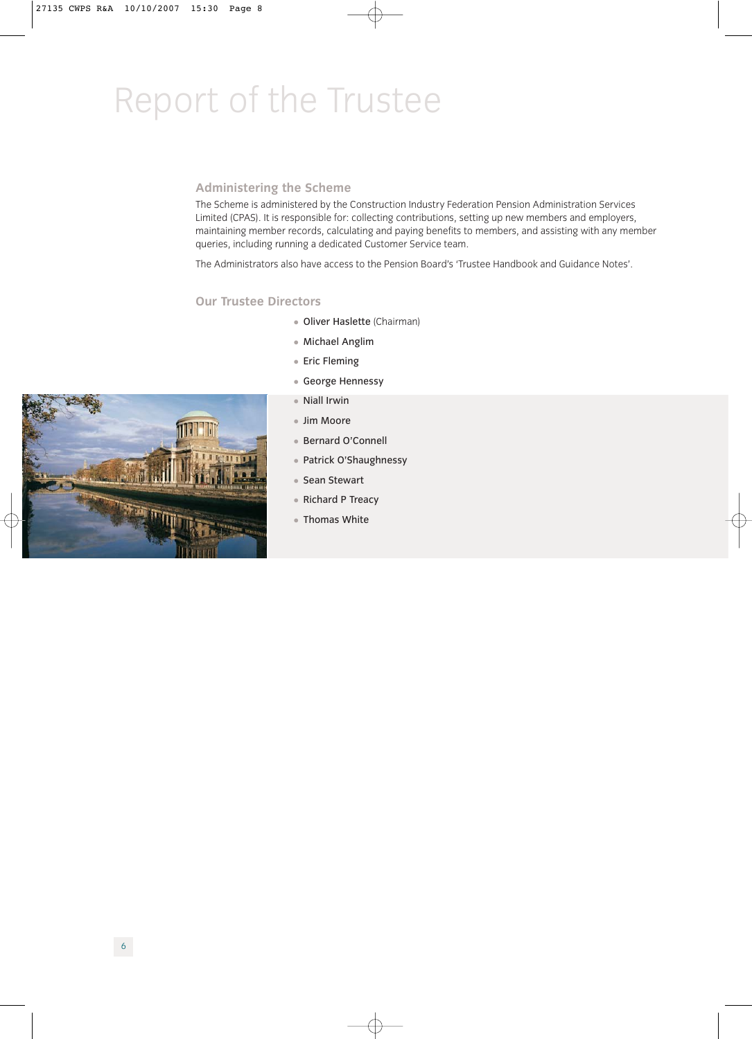# Report of the Trustee

## Administering the Scheme

The Scheme is administered by the Construction Industry Federation Pension Administration Services Limited (CPAS). It is responsible for: collecting contributions, setting up new members and employers, maintaining member records, calculating and paying benefits to members, and assisting with any member queries, including running a dedicated Customer Service team.

The Administrators also have access to the Pension Board's 'Trustee Handbook and Guidance Notes'.

## Our Trustee Directors

- Oliver Haslette (Chairman)
- Michael Anglim
- Eric Fleming
- George Hennessy
- Niall Irwin
- Jim Moore
- Bernard O'Connell
- Patrick O'Shaughnessy
- Sean Stewart
- Richard P Treacy
- Thomas White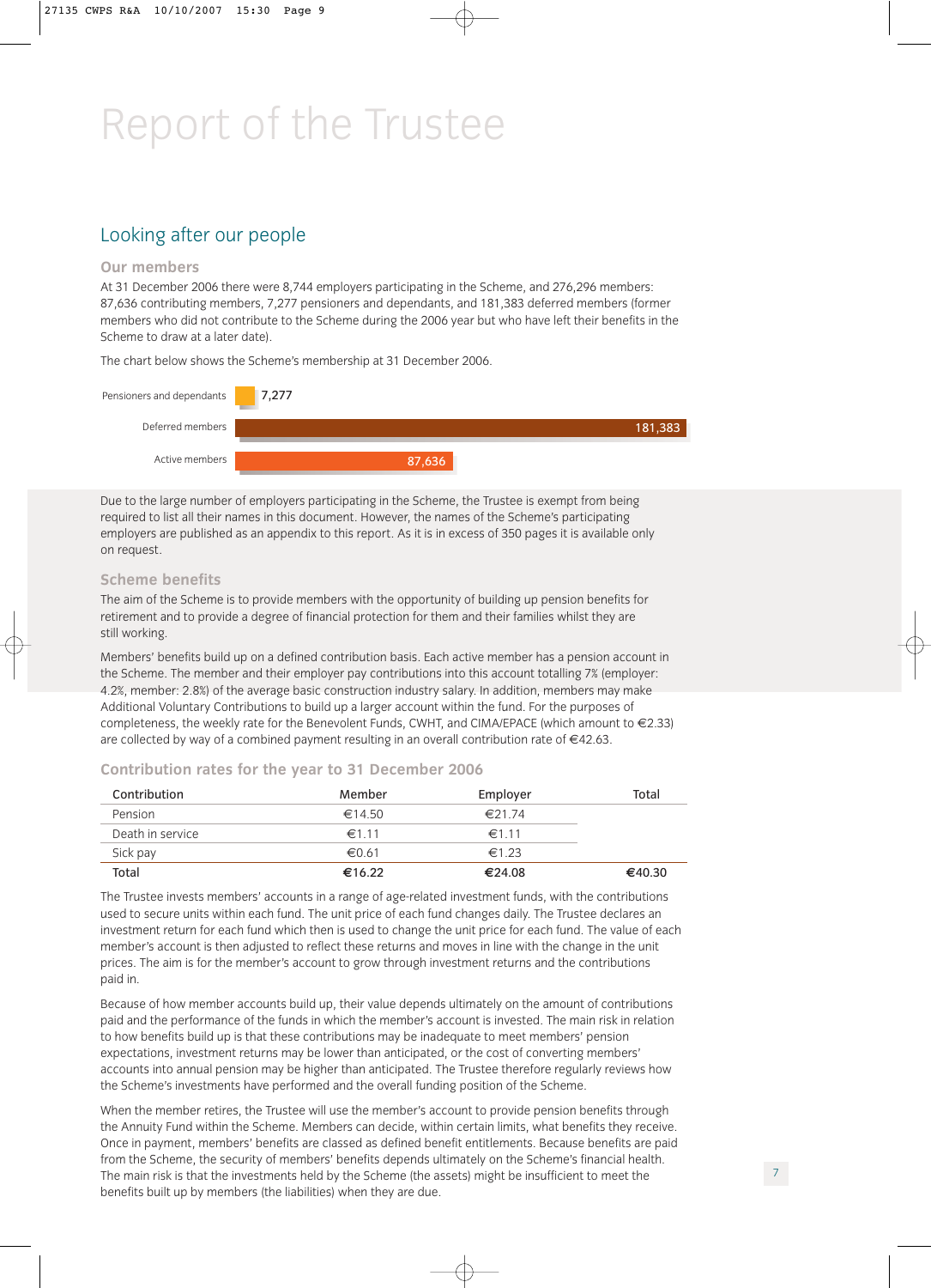# Report of the Trustee

## Looking after our people

### Our members

At 31 December 2006 there were 8,744 employers participating in the Scheme, and 276,296 members: 87,636 contributing members, 7,277 pensioners and dependants, and 181,383 deferred members (former members who did not contribute to the Scheme during the 2006 year but who have left their benefits in the Scheme to draw at a later date).

The chart below shows the Scheme's membership at 31 December 2006.

| Category | Members |
|---|---|
| Pensioners and dependants | 7,277 |
| Deferred members | 181,383 |
| Active members | 87,636 |

Due to the large number of employers participating in the Scheme, the Trustee is exempt from being required to list all their names in this document. However, the names of the Scheme's participating employers are published as an appendix to this report. As it is in excess of 350 pages it is available only on request.

### Scheme benefits

The aim of the Scheme is to provide members with the opportunity of building up pension benefits for retirement and to provide a degree of financial protection for them and their families whilst they are still working.

Members' benefits build up on a defined contribution basis. Each active member has a pension account in the Scheme. The member and their employer pay contributions into this account totalling 7% (employer: 4.2%, member: 2.8%) of the average basic construction industry salary. In addition, members may make Additional Voluntary Contributions to build up a larger account within the fund. For the purposes of completeness, the weekly rate for the Benevolent Funds, CWHT, and CIMA/EPACE (which amount to €2.33) are collected by way of a combined payment resulting in an overall contribution rate of €42.63.

### Contribution rates for the year to 31 December 2006

| Contribution | Member | Employer | Total |
|---|---|---|---|
| Pension | €14.50 | €21.74 | |
| Death in service | €1.11 | €1.11 | |
| Sick pay | €0.61 | €1.23 | |
| **Total** | **€16.22** | **€24.08** | **€40.30** |

The Trustee invests members' accounts in a range of age-related investment funds, with the contributions used to secure units within each fund. The unit price of each fund changes daily. The Trustee declares an investment return for each fund which then is used to change the unit price for each fund. The value of each member's account is then adjusted to reflect these returns and moves in line with the change in the unit prices. The aim is for the member's account to grow through investment returns and the contributions paid in.

Because of how member accounts build up, their value depends ultimately on the amount of contributions paid and the performance of the funds in which the member's account is invested. The main risk in relation to how benefits build up is that these contributions may be inadequate to meet members' pension expectations, investment returns may be lower than anticipated, or the cost of converting members' accounts into annual pension may be higher than anticipated. The Trustee therefore regularly reviews how the Scheme's investments have performed and the overall funding position of the Scheme.

When the member retires, the Trustee will use the member's account to provide pension benefits through the Annuity Fund within the Scheme. Members can decide, within certain limits, what benefits they receive. Once in payment, members' benefits are classed as defined benefit entitlements. Because benefits are paid from the Scheme, the security of members' benefits depends ultimately on the Scheme's financial health. The main risk is that the investments held by the Scheme (the assets) might be insufficient to meet the benefits built up by members (the liabilities) when they are due.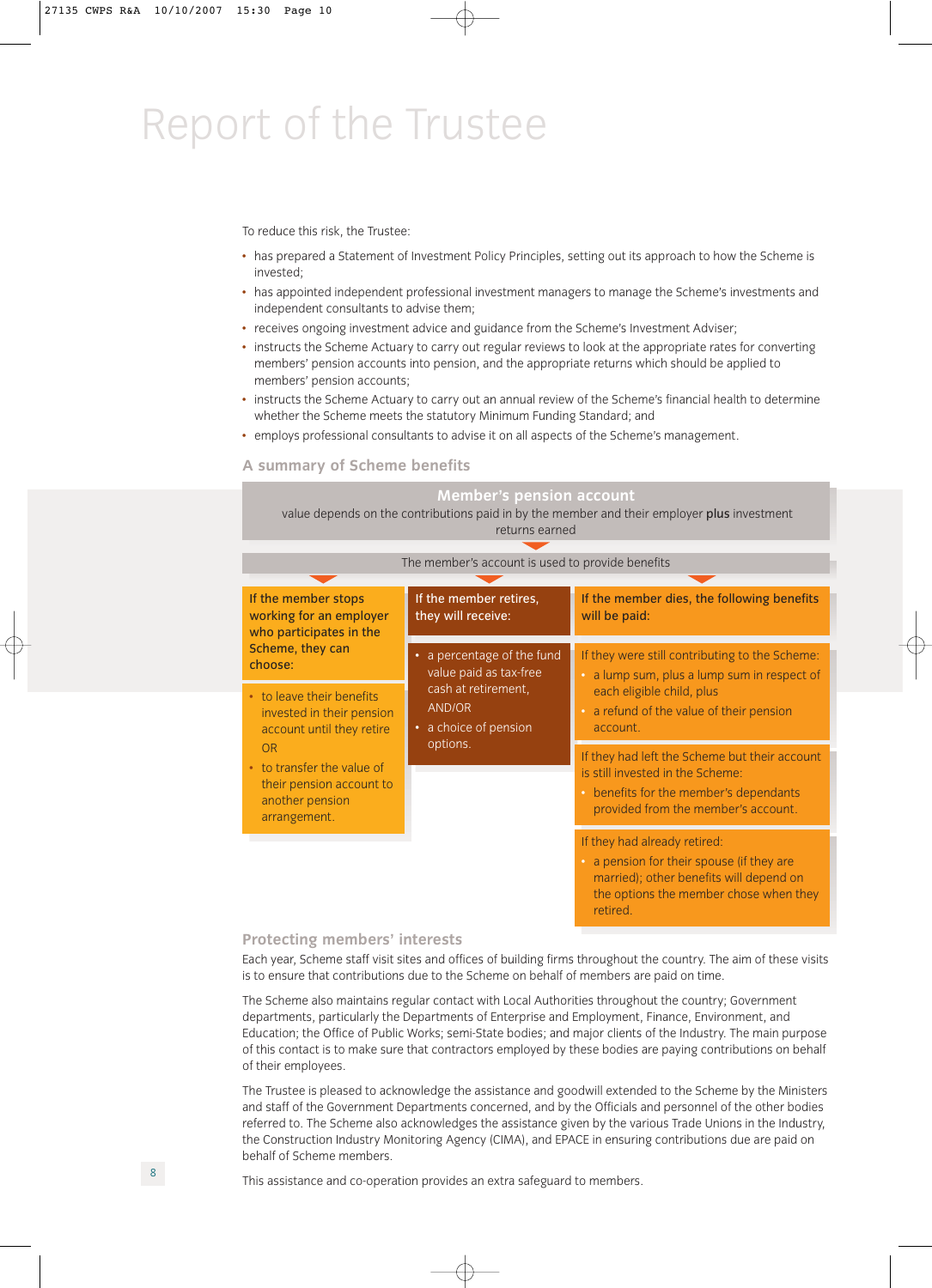# Report of the Trustee

To reduce this risk, the Trustee:

- has prepared a Statement of Investment Policy Principles, setting out its approach to how the Scheme is invested;
- has appointed independent professional investment managers to manage the Scheme's investments and independent consultants to advise them;
- receives ongoing investment advice and guidance from the Scheme's Investment Adviser;
- instructs the Scheme Actuary to carry out regular reviews to look at the appropriate rates for converting members' pension accounts into pension, and the appropriate returns which should be applied to members' pension accounts;
- instructs the Scheme Actuary to carry out an annual review of the Scheme's financial health to determine whether the Scheme meets the statutory Minimum Funding Standard; and
- employs professional consultants to advise it on all aspects of the Scheme's management.

## A summary of Scheme benefits

**Member's pension account**

value depends on the contributions paid in by the member and their employer **plus** investment returns earned

The member's account is used to provide benefits

**If the member stops working for an employer who participates in the Scheme, they can choose:**

- to leave their benefits invested in their pension account until they retire

  OR
- to transfer the value of their pension account to another pension arrangement.

**If the member retires, they will receive:**

- a percentage of the fund value paid as tax-free cash at retirement,

  AND/OR
- a choice of pension options.

**If the member dies, the following benefits will be paid:**

If they were still contributing to the Scheme:

- a lump sum, plus a lump sum in respect of each eligible child, plus
- a refund of the value of their pension account.

If they had left the Scheme but their account is still invested in the Scheme:

- benefits for the member's dependants provided from the member's account.

If they had already retired:

- a pension for their spouse (if they are married); other benefits will depend on the options the member chose when they retired.

## Protecting members' interests

Each year, Scheme staff visit sites and offices of building firms throughout the country. The aim of these visits is to ensure that contributions due to the Scheme on behalf of members are paid on time.

The Scheme also maintains regular contact with Local Authorities throughout the country; Government departments, particularly the Departments of Enterprise and Employment, Finance, Environment, and Education; the Office of Public Works; semi-State bodies; and major clients of the Industry. The main purpose of this contact is to make sure that contractors employed by these bodies are paying contributions on behalf of their employees.

The Trustee is pleased to acknowledge the assistance and goodwill extended to the Scheme by the Ministers and staff of the Government Departments concerned, and by the Officials and personnel of the other bodies referred to. The Scheme also acknowledges the assistance given by the various Trade Unions in the Industry, the Construction Industry Monitoring Agency (CIMA), and EPACE in ensuring contributions due are paid on behalf of Scheme members.

This assistance and co-operation provides an extra safeguard to members.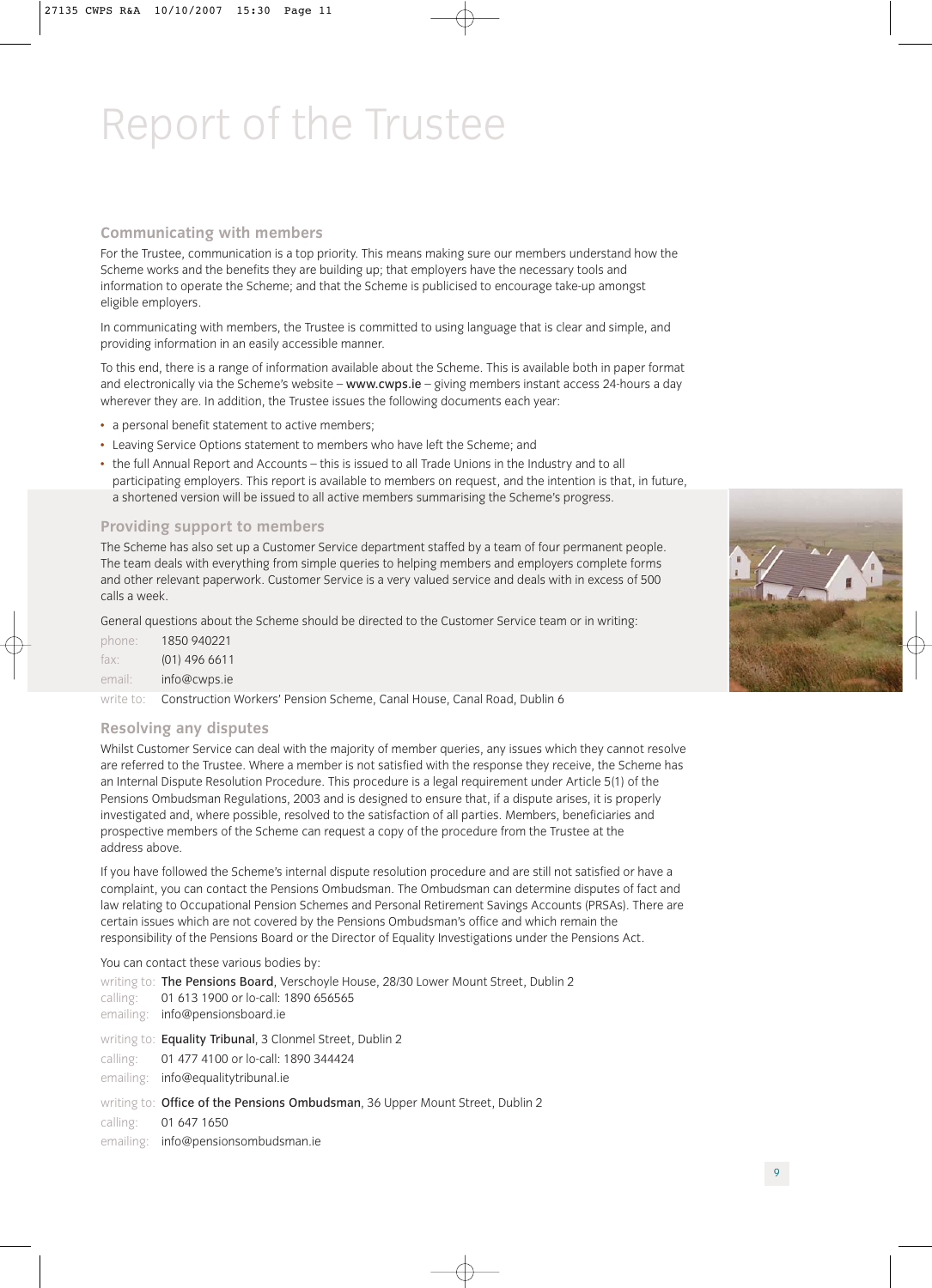# Report of the Trustee

## Communicating with members

For the Trustee, communication is a top priority. This means making sure our members understand how the Scheme works and the benefits they are building up; that employers have the necessary tools and information to operate the Scheme; and that the Scheme is publicised to encourage take-up amongst eligible employers.

In communicating with members, the Trustee is committed to using language that is clear and simple, and providing information in an easily accessible manner.

To this end, there is a range of information available about the Scheme. This is available both in paper format and electronically via the Scheme's website – www.cwps.ie – giving members instant access 24-hours a day wherever they are. In addition, the Trustee issues the following documents each year:

- a personal benefit statement to active members;
- Leaving Service Options statement to members who have left the Scheme; and
- the full Annual Report and Accounts – this is issued to all Trade Unions in the Industry and to all participating employers. This report is available to members on request, and the intention is that, in future, a shortened version will be issued to all active members summarising the Scheme's progress.

## Providing support to members

The Scheme has also set up a Customer Service department staffed by a team of four permanent people. The team deals with everything from simple queries to helping members and employers complete forms and other relevant paperwork. Customer Service is a very valued service and deals with in excess of 500 calls a week.

General questions about the Scheme should be directed to the Customer Service team or in writing:

phone: 1850 940221
fax: (01) 496 6611
email: info@cwps.ie
write to: Construction Workers' Pension Scheme, Canal House, Canal Road, Dublin 6

## Resolving any disputes

Whilst Customer Service can deal with the majority of member queries, any issues which they cannot resolve are referred to the Trustee. Where a member is not satisfied with the response they receive, the Scheme has an Internal Dispute Resolution Procedure. This procedure is a legal requirement under Article 5(1) of the Pensions Ombudsman Regulations, 2003 and is designed to ensure that, if a dispute arises, it is properly investigated and, where possible, resolved to the satisfaction of all parties. Members, beneficiaries and prospective members of the Scheme can request a copy of the procedure from the Trustee at the address above.

If you have followed the Scheme's internal dispute resolution procedure and are still not satisfied or have a complaint, you can contact the Pensions Ombudsman. The Ombudsman can determine disputes of fact and law relating to Occupational Pension Schemes and Personal Retirement Savings Accounts (PRSAs). There are certain issues which are not covered by the Pensions Ombudsman's office and which remain the responsibility of the Pensions Board or the Director of Equality Investigations under the Pensions Act.

You can contact these various bodies by:

writing to: **The Pensions Board**, Verschoyle House, 28/30 Lower Mount Street, Dublin 2
calling: 01 613 1900 or lo-call: 1890 656565
emailing: info@pensionsboard.ie

writing to: **Equality Tribunal**, 3 Clonmel Street, Dublin 2
calling: 01 477 4100 or lo-call: 1890 344424
emailing: info@equalitytribunal.ie

writing to: **Office of the Pensions Ombudsman**, 36 Upper Mount Street, Dublin 2
calling: 01 647 1650
emailing: info@pensionsombudsman.ie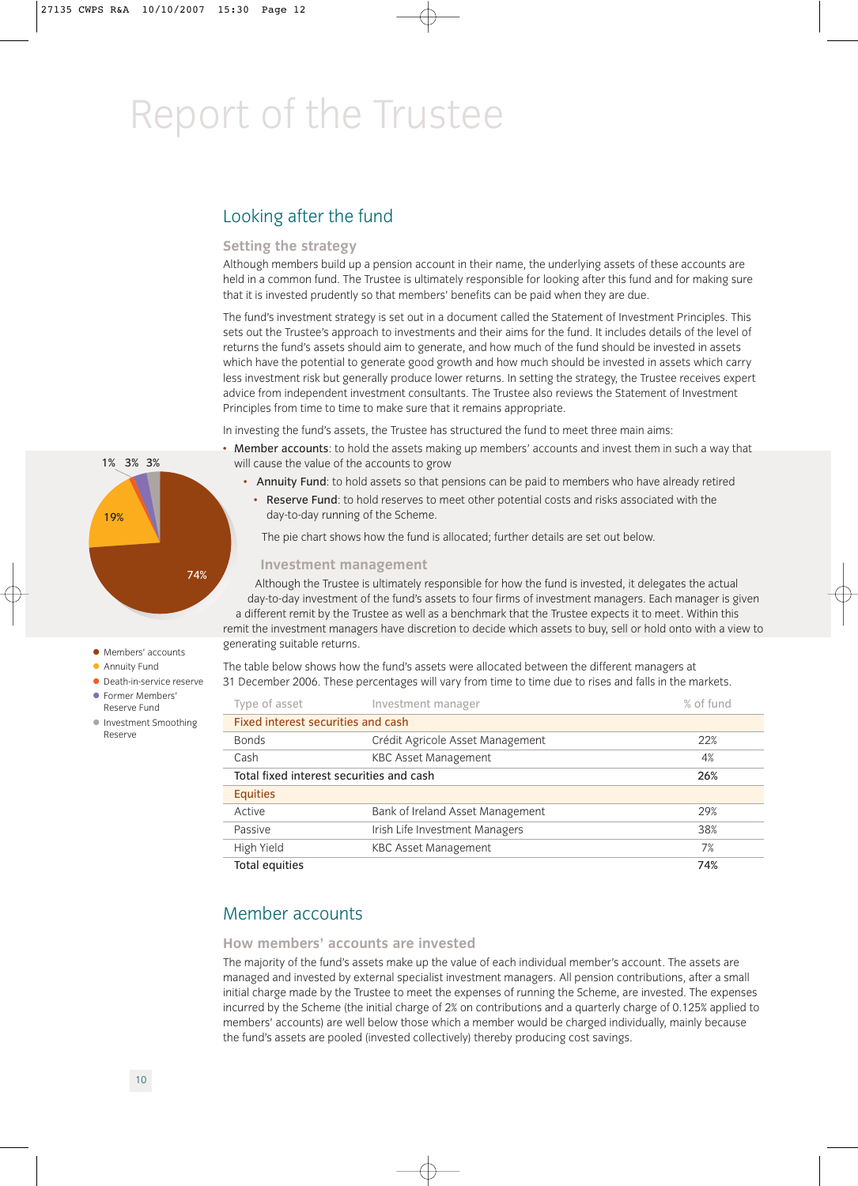# Report of the Trustee

## Looking after the fund

### Setting the strategy

Although members build up a pension account in their name, the underlying assets of these accounts are held in a common fund. The Trustee is ultimately responsible for looking after this fund and for making sure that it is invested prudently so that members' benefits can be paid when they are due.

The fund's investment strategy is set out in a document called the Statement of Investment Principles. This sets out the Trustee's approach to investments and their aims for the fund. It includes details of the level of returns the fund's assets should aim to generate, and how much of the fund should be invested in assets which have the potential to generate good growth and how much should be invested in assets which carry less investment risk but generally produce lower returns. In setting the strategy, the Trustee receives expert advice from independent investment consultants. The Trustee also reviews the Statement of Investment Principles from time to time to make sure that it remains appropriate.

In investing the fund's assets, the Trustee has structured the fund to meet three main aims:

- **Member accounts**: to hold the assets making up members' accounts and invest them in such a way that will cause the value of the accounts to grow
- **Annuity Fund**: to hold assets so that pensions can be paid to members who have already retired
- **Reserve Fund**: to hold reserves to meet other potential costs and risks associated with the day-to-day running of the Scheme.

The pie chart shows how the fund is allocated; further details are set out below.

74% | 19% | 1% | 3% | 3%

- Members' accounts
- Annuity Fund
- Death-in-service reserve
- Former Members' Reserve Fund
- Investment Smoothing Reserve

### Investment management

Although the Trustee is ultimately responsible for how the fund is invested, it delegates the actual day-to-day investment of the fund's assets to four firms of investment managers. Each manager is given a different remit by the Trustee as well as a benchmark that the Trustee expects it to meet. Within this remit the investment managers have discretion to decide which assets to buy, sell or hold onto with a view to generating suitable returns.

The table below shows how the fund's assets were allocated between the different managers at 31 December 2006. These percentages will vary from time to time due to rises and falls in the markets.

| Type of asset | Investment manager | % of fund |
|---|---|---|
| **Fixed interest securities and cash** | | |
| Bonds | Crédit Agricole Asset Management | 22% |
| Cash | KBC Asset Management | 4% |
| **Total fixed interest securities and cash** | | **26%** |
| **Equities** | | |
| Active | Bank of Ireland Asset Management | 29% |
| Passive | Irish Life Investment Managers | 38% |
| High Yield | KBC Asset Management | 7% |
| **Total equities** | | **74%** |

## Member accounts

### How members' accounts are invested

The majority of the fund's assets make up the value of each individual member's account. The assets are managed and invested by external specialist investment managers. All pension contributions, after a small initial charge made by the Trustee to meet the expenses of running the Scheme, are invested. The expenses incurred by the Scheme (the initial charge of 2% on contributions and a quarterly charge of 0.125% applied to members' accounts) are well below those which a member would be charged individually, mainly because the fund's assets are pooled (invested collectively) thereby producing cost savings.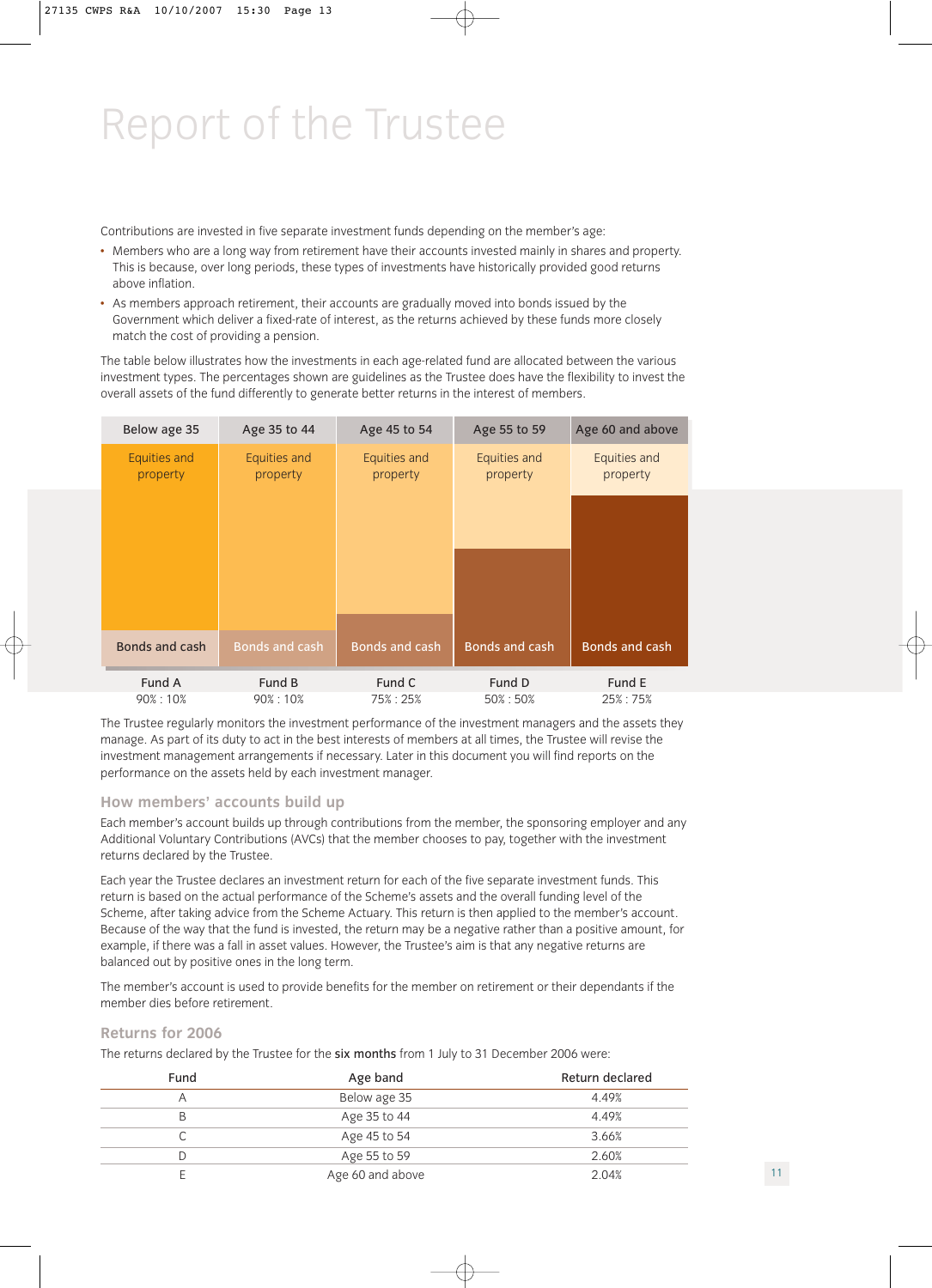# Report of the Trustee

Contributions are invested in five separate investment funds depending on the member's age:

- Members who are a long way from retirement have their accounts invested mainly in shares and property. This is because, over long periods, these types of investments have historically provided good returns above inflation.
- As members approach retirement, their accounts are gradually moved into bonds issued by the Government which deliver a fixed-rate of interest, as the returns achieved by these funds more closely match the cost of providing a pension.

The table below illustrates how the investments in each age-related fund are allocated between the various investment types. The percentages shown are guidelines as the Trustee does have the flexibility to invest the overall assets of the fund differently to generate better returns in the interest of members.

| | Below age 35 | Age 35 to 44 | Age 45 to 54 | Age 55 to 59 | Age 60 and above |
|---|---|---|---|---|---|
| Fund | Fund A | Fund B | Fund C | Fund D | Fund E |
| Equities and property : Bonds and cash | 90% : 10% | 90% : 10% | 75% : 25% | 50% : 50% | 25% : 75% |

The Trustee regularly monitors the investment performance of the investment managers and the assets they manage. As part of its duty to act in the best interests of members at all times, the Trustee will revise the investment management arrangements if necessary. Later in this document you will find reports on the performance on the assets held by each investment manager.

## How members' accounts build up

Each member's account builds up through contributions from the member, the sponsoring employer and any Additional Voluntary Contributions (AVCs) that the member chooses to pay, together with the investment returns declared by the Trustee.

Each year the Trustee declares an investment return for each of the five separate investment funds. This return is based on the actual performance of the Scheme's assets and the overall funding level of the Scheme, after taking advice from the Scheme Actuary. This return is then applied to the member's account. Because of the way that the fund is invested, the return may be a negative rather than a positive amount, for example, if there was a fall in asset values. However, the Trustee's aim is that any negative returns are balanced out by positive ones in the long term.

The member's account is used to provide benefits for the member on retirement or their dependants if the member dies before retirement.

## Returns for 2006

The returns declared by the Trustee for the **six months** from 1 July to 31 December 2006 were:

| Fund | Age band | Return declared |
|---|---|---|
| A | Below age 35 | 4.49% |
| B | Age 35 to 44 | 4.49% |
| C | Age 45 to 54 | 3.66% |
| D | Age 55 to 59 | 2.60% |
| E | Age 60 and above | 2.04% |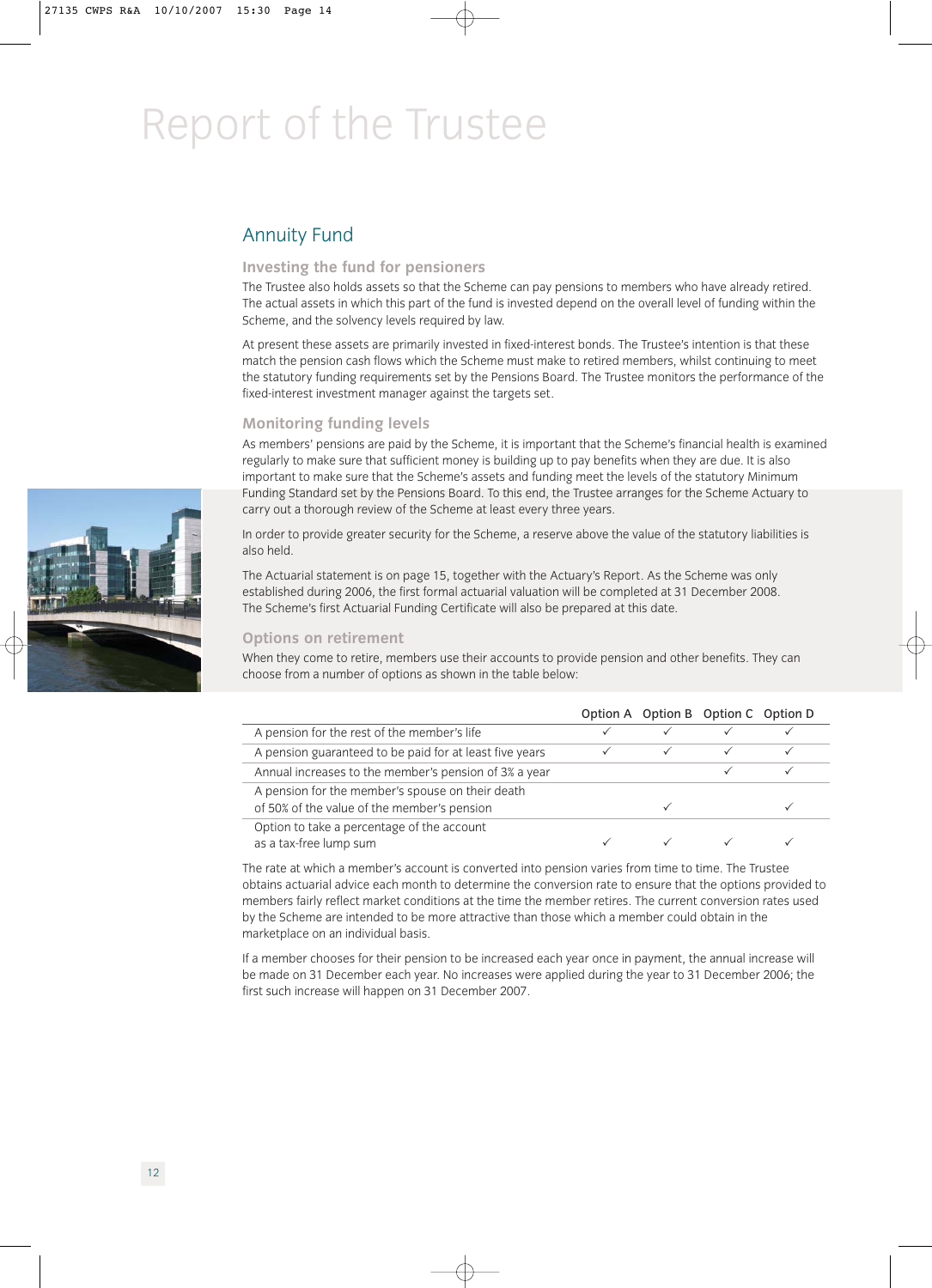# Report of the Trustee

## Annuity Fund

### Investing the fund for pensioners

The Trustee also holds assets so that the Scheme can pay pensions to members who have already retired. The actual assets in which this part of the fund is invested depend on the overall level of funding within the Scheme, and the solvency levels required by law.

At present these assets are primarily invested in fixed-interest bonds. The Trustee's intention is that these match the pension cash flows which the Scheme must make to retired members, whilst continuing to meet the statutory funding requirements set by the Pensions Board. The Trustee monitors the performance of the fixed-interest investment manager against the targets set.

### Monitoring funding levels

As members' pensions are paid by the Scheme, it is important that the Scheme's financial health is examined regularly to make sure that sufficient money is building up to pay benefits when they are due. It is also important to make sure that the Scheme's assets and funding meet the levels of the statutory Minimum Funding Standard set by the Pensions Board. To this end, the Trustee arranges for the Scheme Actuary to carry out a thorough review of the Scheme at least every three years.

In order to provide greater security for the Scheme, a reserve above the value of the statutory liabilities is also held.

The Actuarial statement is on page 15, together with the Actuary's Report. As the Scheme was only established during 2006, the first formal actuarial valuation will be completed at 31 December 2008. The Scheme's first Actuarial Funding Certificate will also be prepared at this date.

### Options on retirement

When they come to retire, members use their accounts to provide pension and other benefits. They can choose from a number of options as shown in the table below:

| | Option A | Option B | Option C | Option D |
|---|---|---|---|---|
| A pension for the rest of the member's life | ✓ | ✓ | ✓ | ✓ |
| A pension guaranteed to be paid for at least five years | ✓ | ✓ | ✓ | ✓ |
| Annual increases to the member's pension of 3% a year | | | ✓ | ✓ |
| A pension for the member's spouse on their death of 50% of the value of the member's pension | | ✓ | | ✓ |
| Option to take a percentage of the account as a tax-free lump sum | ✓ | ✓ | ✓ | ✓ |

The rate at which a member's account is converted into pension varies from time to time. The Trustee obtains actuarial advice each month to determine the conversion rate to ensure that the options provided to members fairly reflect market conditions at the time the member retires. The current conversion rates used by the Scheme are intended to be more attractive than those which a member could obtain in the marketplace on an individual basis.

If a member chooses for their pension to be increased each year once in payment, the annual increase will be made on 31 December each year. No increases were applied during the year to 31 December 2006; the first such increase will happen on 31 December 2007.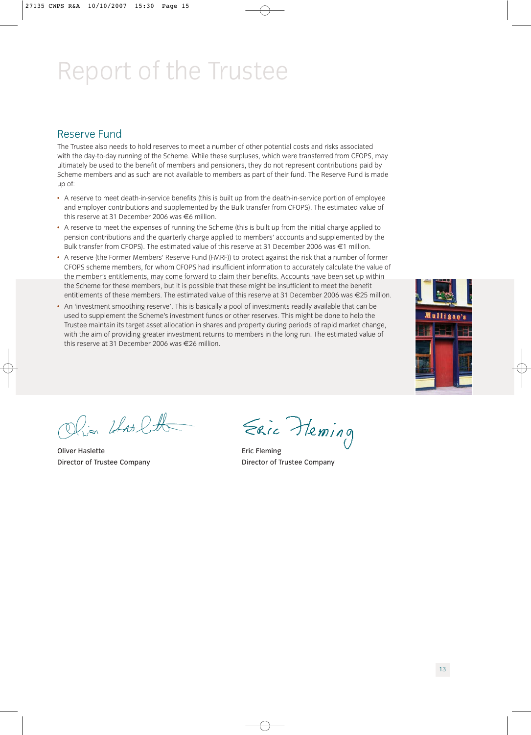# Report of the Trustee

## Reserve Fund

The Trustee also needs to hold reserves to meet a number of other potential costs and risks associated with the day-to-day running of the Scheme. While these surpluses, which were transferred from CFOPS, may ultimately be used to the benefit of members and pensioners, they do not represent contributions paid by Scheme members and as such are not available to members as part of their fund. The Reserve Fund is made up of:

- A reserve to meet death-in-service benefits (this is built up from the death-in-service portion of employee and employer contributions and supplemented by the Bulk transfer from CFOPS). The estimated value of this reserve at 31 December 2006 was €6 million.
- A reserve to meet the expenses of running the Scheme (this is built up from the initial charge applied to pension contributions and the quarterly charge applied to members' accounts and supplemented by the Bulk transfer from CFOPS). The estimated value of this reserve at 31 December 2006 was €1 million.
- A reserve (the Former Members' Reserve Fund (FMRF)) to protect against the risk that a number of former CFOPS scheme members, for whom CFOPS had insufficient information to accurately calculate the value of the member's entitlements, may come forward to claim their benefits. Accounts have been set up within the Scheme for these members, but it is possible that these might be insufficient to meet the benefit entitlements of these members. The estimated value of this reserve at 31 December 2006 was €25 million.
- An 'investment smoothing reserve'. This is basically a pool of investments readily available that can be used to supplement the Scheme's investment funds or other reserves. This might be done to help the Trustee maintain its target asset allocation in shares and property during periods of rapid market change, with the aim of providing greater investment returns to members in the long run. The estimated value of this reserve at 31 December 2006 was €26 million.

Oliver Haslette
Director of Trustee Company

Eric Fleming
Director of Trustee Company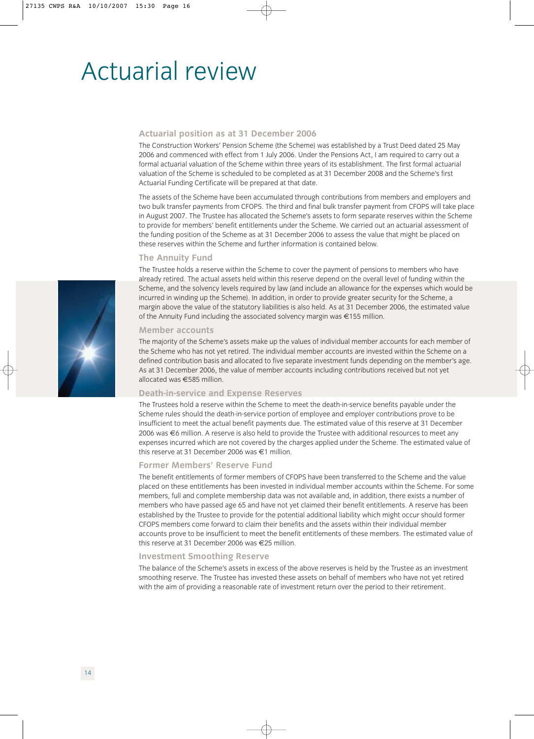# Actuarial review

## Actuarial position as at 31 December 2006

The Construction Workers' Pension Scheme (the Scheme) was established by a Trust Deed dated 25 May 2006 and commenced with effect from 1 July 2006. Under the Pensions Act, I am required to carry out a formal actuarial valuation of the Scheme within three years of its establishment. The first formal actuarial valuation of the Scheme is scheduled to be completed as at 31 December 2008 and the Scheme's first Actuarial Funding Certificate will be prepared at that date.

The assets of the Scheme have been accumulated through contributions from members and employers and two bulk transfer payments from CFOPS. The third and final bulk transfer payment from CFOPS will take place in August 2007. The Trustee has allocated the Scheme's assets to form separate reserves within the Scheme to provide for members' benefit entitlements under the Scheme. We carried out an actuarial assessment of the funding position of the Scheme as at 31 December 2006 to assess the value that might be placed on these reserves within the Scheme and further information is contained below.

### The Annuity Fund

The Trustee holds a reserve within the Scheme to cover the payment of pensions to members who have already retired. The actual assets held within this reserve depend on the overall level of funding within the Scheme, and the solvency levels required by law (and include an allowance for the expenses which would be incurred in winding up the Scheme). In addition, in order to provide greater security for the Scheme, a margin above the value of the statutory liabilities is also held. As at 31 December 2006, the estimated value of the Annuity Fund including the associated solvency margin was €155 million.

### Member accounts

The majority of the Scheme's assets make up the values of individual member accounts for each member of the Scheme who has not yet retired. The individual member accounts are invested within the Scheme on a defined contribution basis and allocated to five separate investment funds depending on the member's age. As at 31 December 2006, the value of member accounts including contributions received but not yet allocated was €585 million.

### Death-in-service and Expense Reserves

The Trustees hold a reserve within the Scheme to meet the death-in-service benefits payable under the Scheme rules should the death-in-service portion of employee and employer contributions prove to be insufficient to meet the actual benefit payments due. The estimated value of this reserve at 31 December 2006 was €6 million. A reserve is also held to provide the Trustee with additional resources to meet any expenses incurred which are not covered by the charges applied under the Scheme. The estimated value of this reserve at 31 December 2006 was €1 million.

### Former Members' Reserve Fund

The benefit entitlements of former members of CFOPS have been transferred to the Scheme and the value placed on these entitlements has been invested in individual member accounts within the Scheme. For some members, full and complete membership data was not available and, in addition, there exists a number of members who have passed age 65 and have not yet claimed their benefit entitlements. A reserve has been established by the Trustee to provide for the potential additional liability which might occur should former CFOPS members come forward to claim their benefits and the assets within their individual member accounts prove to be insufficient to meet the benefit entitlements of these members. The estimated value of this reserve at 31 December 2006 was €25 million.

### Investment Smoothing Reserve

The balance of the Scheme's assets in excess of the above reserves is held by the Trustee as an investment smoothing reserve. The Trustee has invested these assets on behalf of members who have not yet retired with the aim of providing a reasonable rate of investment return over the period to their retirement.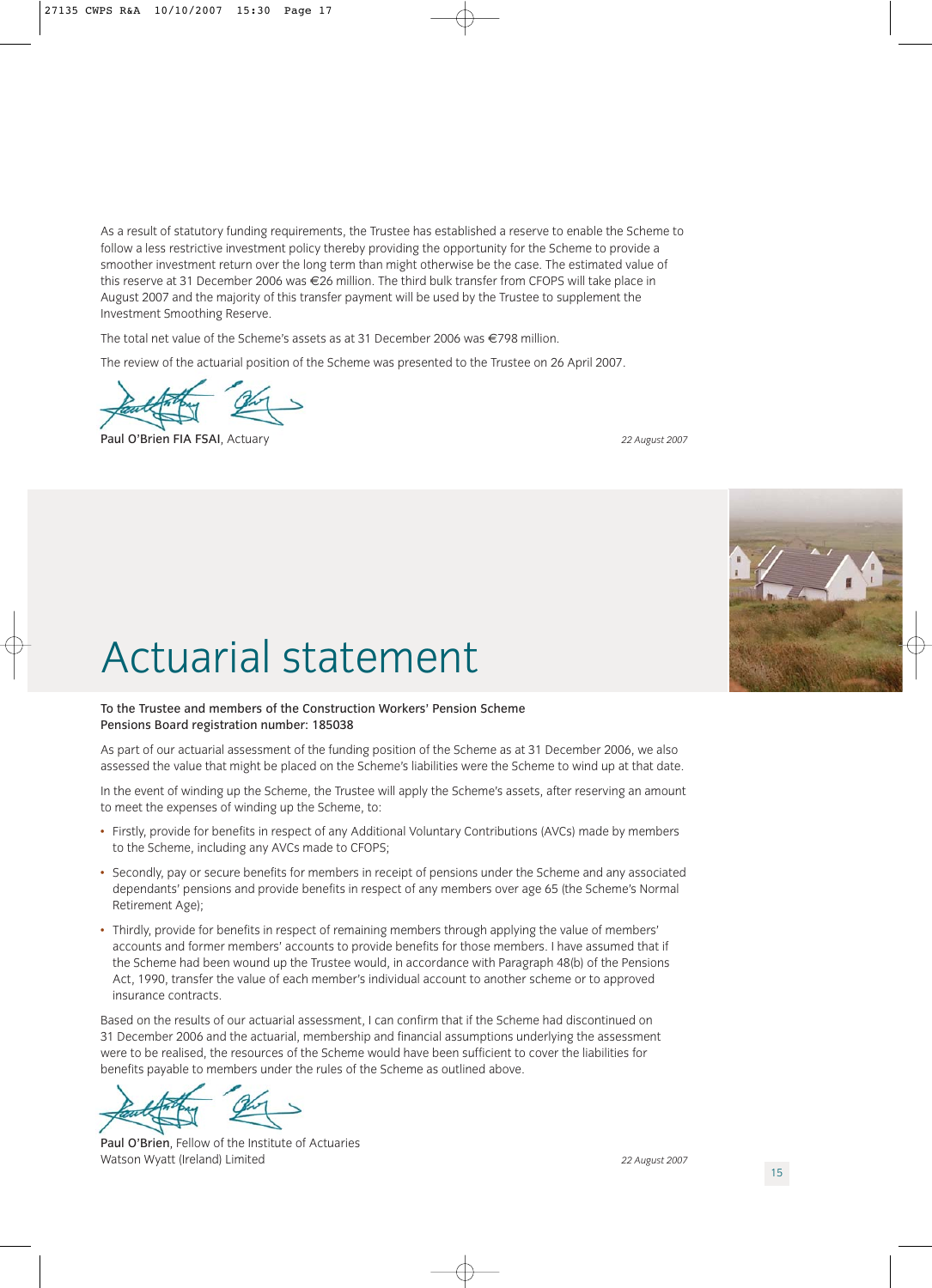As a result of statutory funding requirements, the Trustee has established a reserve to enable the Scheme to follow a less restrictive investment policy thereby providing the opportunity for the Scheme to provide a smoother investment return over the long term than might otherwise be the case. The estimated value of this reserve at 31 December 2006 was €26 million. The third bulk transfer from CFOPS will take place in August 2007 and the majority of this transfer payment will be used by the Trustee to supplement the Investment Smoothing Reserve.

The total net value of the Scheme's assets as at 31 December 2006 was €798 million.

The review of the actuarial position of the Scheme was presented to the Trustee on 26 April 2007.

Paul O'Brien FIA FSAI, Actuary

*22 August 2007*

# Actuarial statement

**To the Trustee and members of the Construction Workers' Pension Scheme**
**Pensions Board registration number: 185038**

As part of our actuarial assessment of the funding position of the Scheme as at 31 December 2006, we also assessed the value that might be placed on the Scheme's liabilities were the Scheme to wind up at that date.

In the event of winding up the Scheme, the Trustee will apply the Scheme's assets, after reserving an amount to meet the expenses of winding up the Scheme, to:

- Firstly, provide for benefits in respect of any Additional Voluntary Contributions (AVCs) made by members to the Scheme, including any AVCs made to CFOPS;
- Secondly, pay or secure benefits for members in receipt of pensions under the Scheme and any associated dependants' pensions and provide benefits in respect of any members over age 65 (the Scheme's Normal Retirement Age);
- Thirdly, provide for benefits in respect of remaining members through applying the value of members' accounts and former members' accounts to provide benefits for those members. I have assumed that if the Scheme had been wound up the Trustee would, in accordance with Paragraph 48(b) of the Pensions Act, 1990, transfer the value of each member's individual account to another scheme or to approved insurance contracts.

Based on the results of our actuarial assessment, I can confirm that if the Scheme had discontinued on 31 December 2006 and the actuarial, membership and financial assumptions underlying the assessment were to be realised, the resources of the Scheme would have been sufficient to cover the liabilities for benefits payable to members under the rules of the Scheme as outlined above.

Paul O'Brien, Fellow of the Institute of Actuaries
Watson Wyatt (Ireland) Limited

*22 August 2007*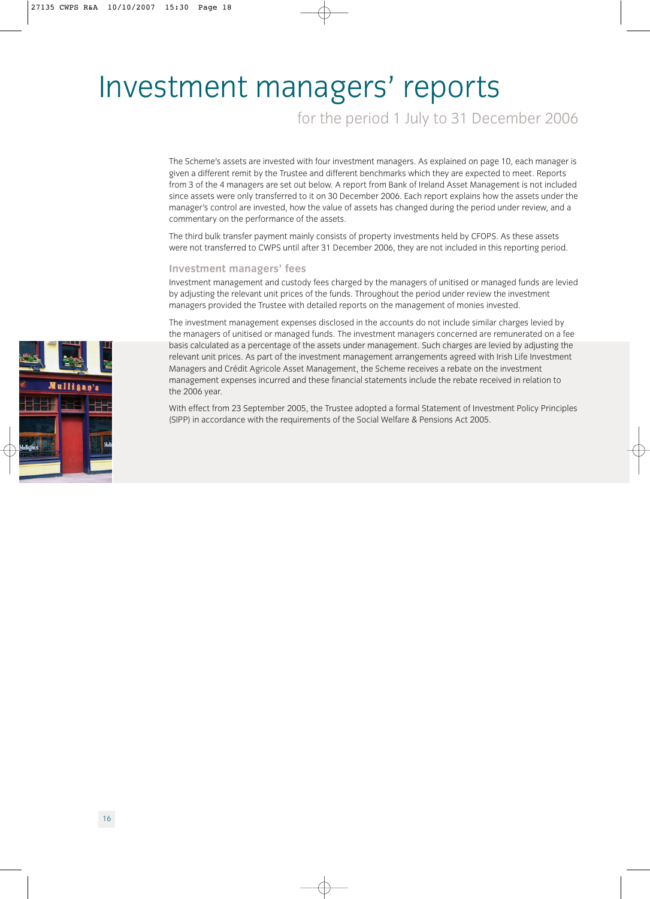# Investment managers' reports

## for the period 1 July to 31 December 2006

The Scheme's assets are invested with four investment managers. As explained on page 10, each manager is given a different remit by the Trustee and different benchmarks which they are expected to meet. Reports from 3 of the 4 managers are set out below. A report from Bank of Ireland Asset Management is not included since assets were only transferred to it on 30 December 2006. Each report explains how the assets under the manager's control are invested, how the value of assets has changed during the period under review, and a commentary on the performance of the assets.

The third bulk transfer payment mainly consists of property investments held by CFOPS. As these assets were not transferred to CWPS until after 31 December 2006, they are not included in this reporting period.

### Investment managers' fees

Investment management and custody fees charged by the managers of unitised or managed funds are levied by adjusting the relevant unit prices of the funds. Throughout the period under review the investment managers provided the Trustee with detailed reports on the management of monies invested.

The investment management expenses disclosed in the accounts do not include similar charges levied by the managers of unitised or managed funds. The investment managers concerned are remunerated on a fee basis calculated as a percentage of the assets under management. Such charges are levied by adjusting the relevant unit prices. As part of the investment management arrangements agreed with Irish Life Investment Managers and Crédit Agricole Asset Management, the Scheme receives a rebate on the investment management expenses incurred and these financial statements include the rebate received in relation to the 2006 year.

With effect from 23 September 2005, the Trustee adopted a formal Statement of Investment Policy Principles (SIPP) in accordance with the requirements of the Social Welfare & Pensions Act 2005.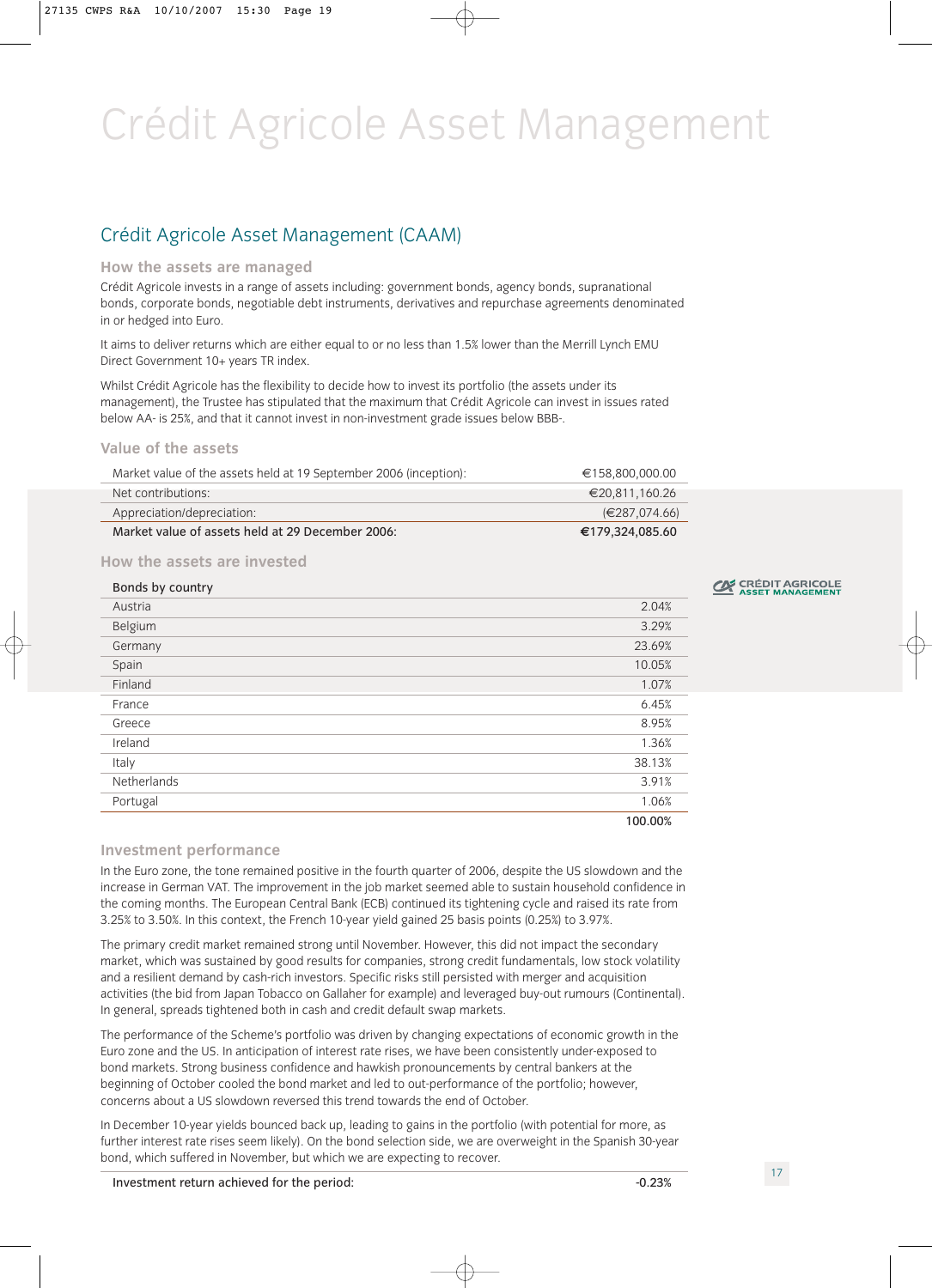# Crédit Agricole Asset Management

## Crédit Agricole Asset Management (CAAM)

### How the assets are managed

Crédit Agricole invests in a range of assets including: government bonds, agency bonds, supranational bonds, corporate bonds, negotiable debt instruments, derivatives and repurchase agreements denominated in or hedged into Euro.

It aims to deliver returns which are either equal to or no less than 1.5% lower than the Merrill Lynch EMU Direct Government 10+ years TR index.

Whilst Crédit Agricole has the flexibility to decide how to invest its portfolio (the assets under its management), the Trustee has stipulated that the maximum that Crédit Agricole can invest in issues rated below AA- is 25%, and that it cannot invest in non-investment grade issues below BBB-.

### Value of the assets

| | |
|---|---|
| Market value of the assets held at 19 September 2006 (inception): | €158,800,000.00 |
| Net contributions: | €20,811,160.26 |
| Appreciation/depreciation: | (€287,074.66) |
| **Market value of assets held at 29 December 2006:** | **€179,324,085.60** |

### How the assets are invested

| Bonds by country | |
|---|---|
| Austria | 2.04% |
| Belgium | 3.29% |
| Germany | 23.69% |
| Spain | 10.05% |
| Finland | 1.07% |
| France | 6.45% |
| Greece | 8.95% |
| Ireland | 1.36% |
| Italy | 38.13% |
| Netherlands | 3.91% |
| Portugal | 1.06% |
| | 100.00% |

### Investment performance

In the Euro zone, the tone remained positive in the fourth quarter of 2006, despite the US slowdown and the increase in German VAT. The improvement in the job market seemed able to sustain household confidence in the coming months. The European Central Bank (ECB) continued its tightening cycle and raised its rate from 3.25% to 3.50%. In this context, the French 10-year yield gained 25 basis points (0.25%) to 3.97%.

The primary credit market remained strong until November. However, this did not impact the secondary market, which was sustained by good results for companies, strong credit fundamentals, low stock volatility and a resilient demand by cash-rich investors. Specific risks still persisted with merger and acquisition activities (the bid from Japan Tobacco on Gallaher for example) and leveraged buy-out rumours (Continental). In general, spreads tightened both in cash and credit default swap markets.

The performance of the Scheme's portfolio was driven by changing expectations of economic growth in the Euro zone and the US. In anticipation of interest rate rises, we have been consistently under-exposed to bond markets. Strong business confidence and hawkish pronouncements by central bankers at the beginning of October cooled the bond market and led to out-performance of the portfolio; however, concerns about a US slowdown reversed this trend towards the end of October.

In December 10-year yields bounced back up, leading to gains in the portfolio (with potential for more, as further interest rate rises seem likely). On the bond selection side, we are overweight in the Spanish 30-year bond, which suffered in November, but which we are expecting to recover.

| | |
|---|---|
| Investment return achieved for the period: | -0.23% |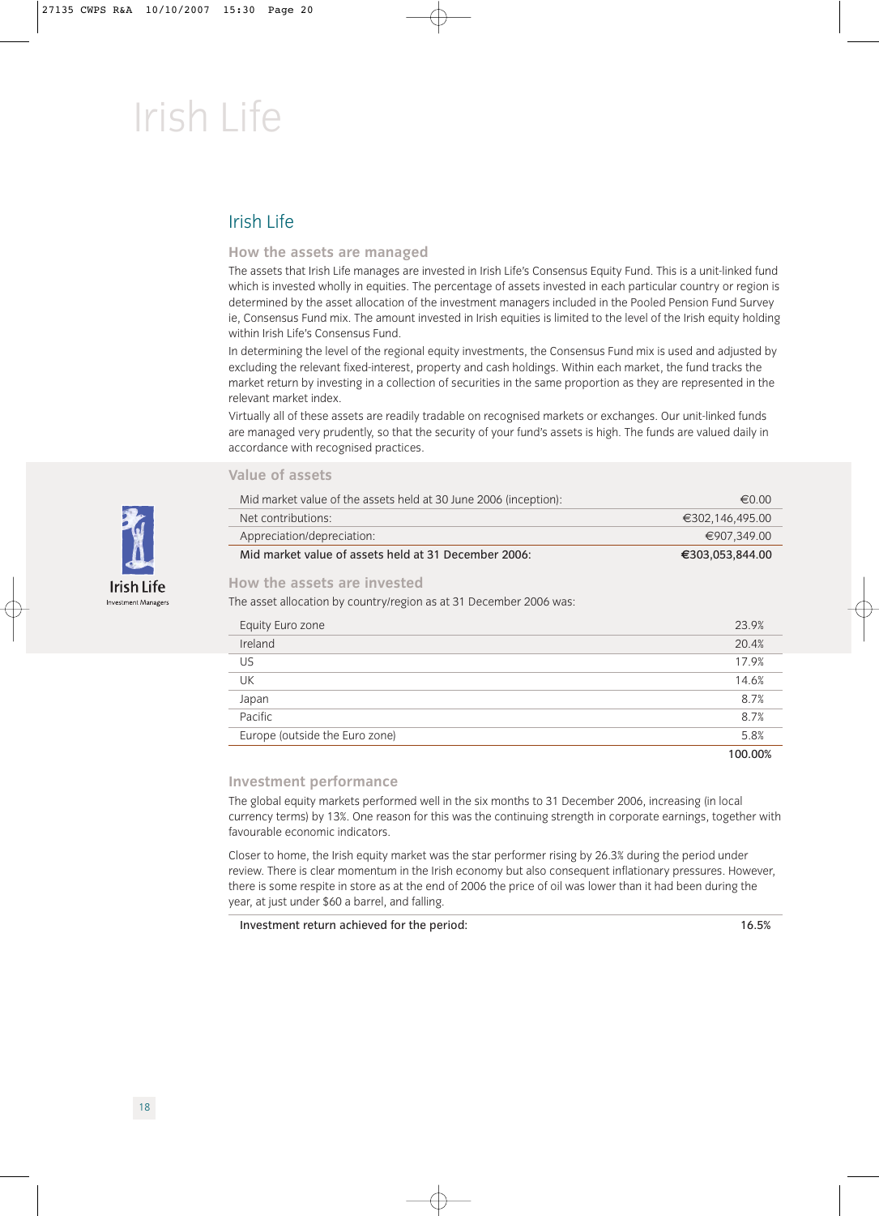# Irish Life

## Irish Life

### How the assets are managed

The assets that Irish Life manages are invested in Irish Life's Consensus Equity Fund. This is a unit-linked fund which is invested wholly in equities. The percentage of assets invested in each particular country or region is determined by the asset allocation of the investment managers included in the Pooled Pension Fund Survey ie, Consensus Fund mix. The amount invested in Irish equities is limited to the level of the Irish equity holding within Irish Life's Consensus Fund.

In determining the level of the regional equity investments, the Consensus Fund mix is used and adjusted by excluding the relevant fixed-interest, property and cash holdings. Within each market, the fund tracks the market return by investing in a collection of securities in the same proportion as they are represented in the relevant market index.

Virtually all of these assets are readily tradable on recognised markets or exchanges. Our unit-linked funds are managed very prudently, so that the security of your fund's assets is high. The funds are valued daily in accordance with recognised practices.

### Value of assets

| | |
|---|---|
| Mid market value of the assets held at 30 June 2006 (inception): | €0.00 |
| Net contributions: | €302,146,495.00 |
| Appreciation/depreciation: | €907,349.00 |
| **Mid market value of assets held at 31 December 2006:** | **€303,053,844.00** |

### How the assets are invested

The asset allocation by country/region as at 31 December 2006 was:

| | |
|---|---|
| Equity Euro zone | 23.9% |
| Ireland | 20.4% |
| US | 17.9% |
| UK | 14.6% |
| Japan | 8.7% |
| Pacific | 8.7% |
| Europe (outside the Euro zone) | 5.8% |
| | 100.00% |

### Investment performance

The global equity markets performed well in the six months to 31 December 2006, increasing (in local currency terms) by 13%. One reason for this was the continuing strength in corporate earnings, together with favourable economic indicators.

Closer to home, the Irish equity market was the star performer rising by 26.3% during the period under review. There is clear momentum in the Irish economy but also consequent inflationary pressures. However, there is some respite in store as at the end of 2006 the price of oil was lower than it had been during the year, at just under $60 a barrel, and falling.

| | |
|---|---|
| Investment return achieved for the period: | 16.5% |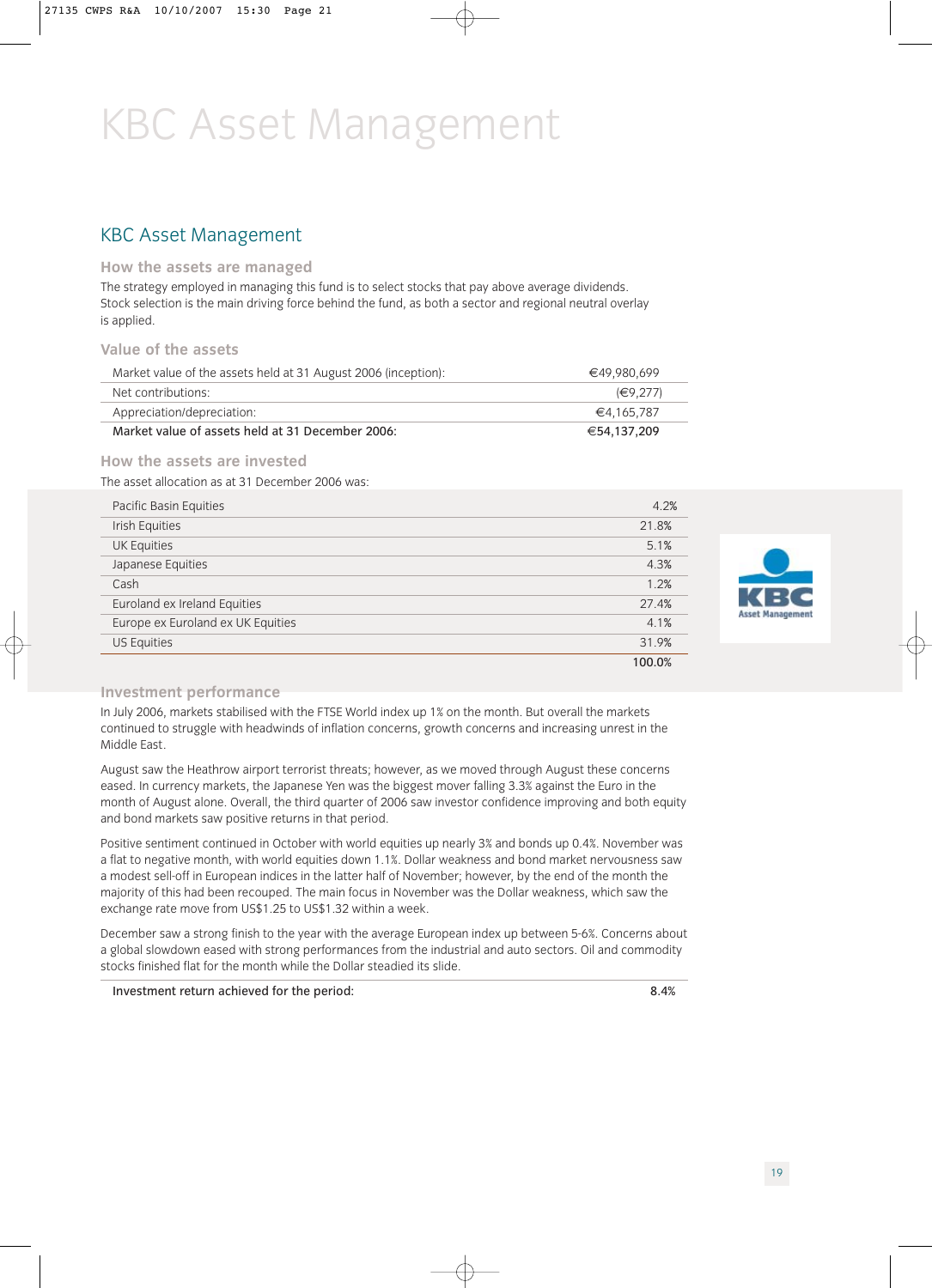# KBC Asset Management

## KBC Asset Management

### How the assets are managed

The strategy employed in managing this fund is to select stocks that pay above average dividends. Stock selection is the main driving force behind the fund, as both a sector and regional neutral overlay is applied.

### Value of the assets

| | |
|---|---|
| Market value of the assets held at 31 August 2006 (inception): | €49,980,699 |
| Net contributions: | (€9,277) |
| Appreciation/depreciation: | €4,165,787 |
| **Market value of assets held at 31 December 2006:** | **€54,137,209** |

### How the assets are invested

The asset allocation as at 31 December 2006 was:

| | |
|---|---|
| Pacific Basin Equities | 4.2% |
| Irish Equities | 21.8% |
| UK Equities | 5.1% |
| Japanese Equities | 4.3% |
| Cash | 1.2% |
| Euroland ex Ireland Equities | 27.4% |
| Europe ex Euroland ex UK Equities | 4.1% |
| US Equities | 31.9% |
| | 100.0% |

### Investment performance

In July 2006, markets stabilised with the FTSE World index up 1% on the month. But overall the markets continued to struggle with headwinds of inflation concerns, growth concerns and increasing unrest in the Middle East.

August saw the Heathrow airport terrorist threats; however, as we moved through August these concerns eased. In currency markets, the Japanese Yen was the biggest mover falling 3.3% against the Euro in the month of August alone. Overall, the third quarter of 2006 saw investor confidence improving and both equity and bond markets saw positive returns in that period.

Positive sentiment continued in October with world equities up nearly 3% and bonds up 0.4%. November was a flat to negative month, with world equities down 1.1%. Dollar weakness and bond market nervousness saw a modest sell-off in European indices in the latter half of November; however, by the end of the month the majority of this had been recouped. The main focus in November was the Dollar weakness, which saw the exchange rate move from US$1.25 to US$1.32 within a week.

December saw a strong finish to the year with the average European index up between 5-6%. Concerns about a global slowdown eased with strong performances from the industrial and auto sectors. Oil and commodity stocks finished flat for the month while the Dollar steadied its slide.

| | |
|---|---|
| Investment return achieved for the period: | 8.4% |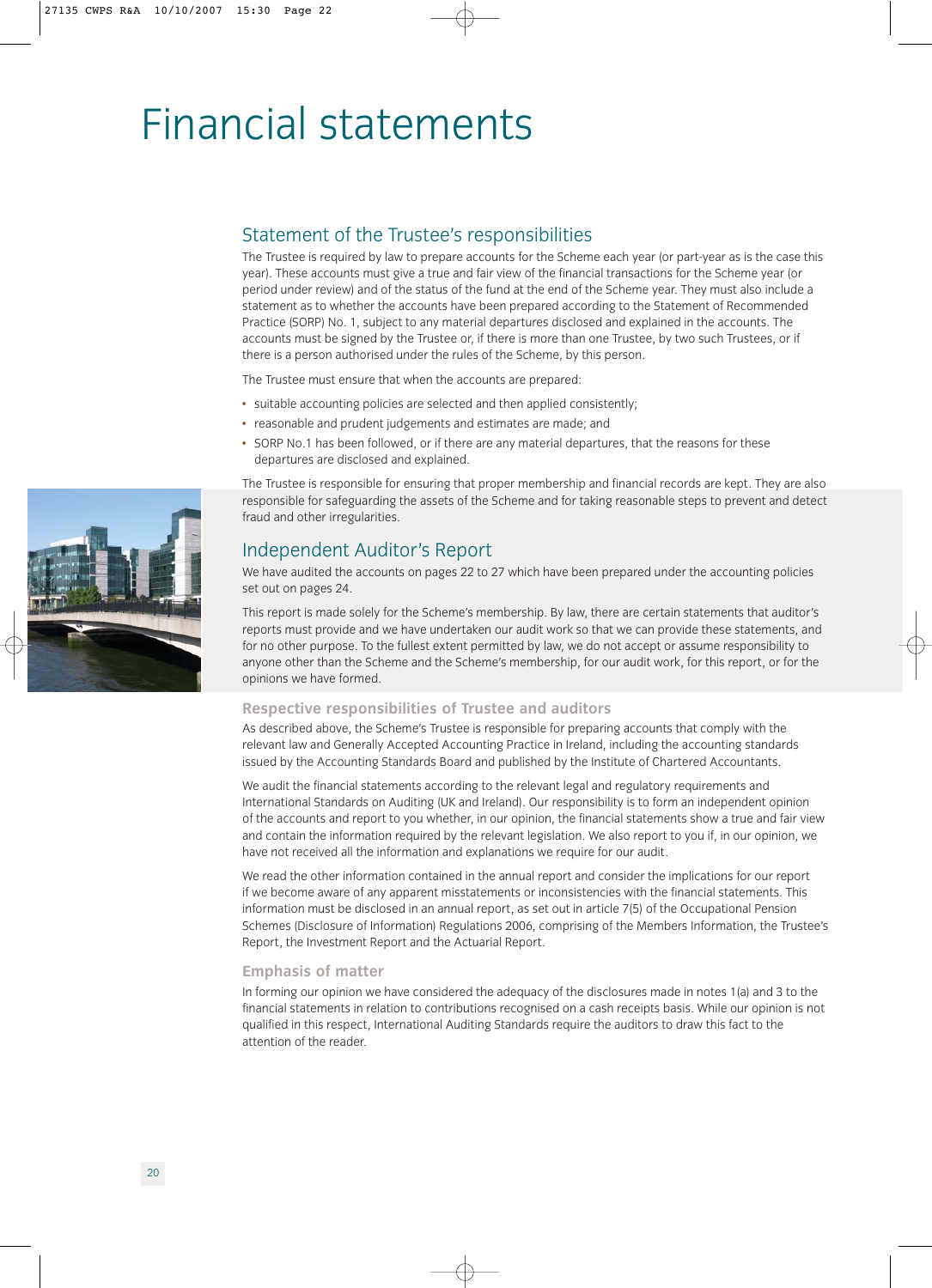# Financial statements

## Statement of the Trustee's responsibilities

The Trustee is required by law to prepare accounts for the Scheme each year (or part-year as is the case this year). These accounts must give a true and fair view of the financial transactions for the Scheme year (or period under review) and of the status of the fund at the end of the Scheme year. They must also include a statement as to whether the accounts have been prepared according to the Statement of Recommended Practice (SORP) No. 1, subject to any material departures disclosed and explained in the accounts. The accounts must be signed by the Trustee or, if there is more than one Trustee, by two such Trustees, or if there is a person authorised under the rules of the Scheme, by this person.

The Trustee must ensure that when the accounts are prepared:

- suitable accounting policies are selected and then applied consistently;
- reasonable and prudent judgements and estimates are made; and
- SORP No.1 has been followed, or if there are any material departures, that the reasons for these departures are disclosed and explained.

The Trustee is responsible for ensuring that proper membership and financial records are kept. They are also responsible for safeguarding the assets of the Scheme and for taking reasonable steps to prevent and detect fraud and other irregularities.

## Independent Auditor's Report

We have audited the accounts on pages 22 to 27 which have been prepared under the accounting policies set out on pages 24.

This report is made solely for the Scheme's membership. By law, there are certain statements that auditor's reports must provide and we have undertaken our audit work so that we can provide these statements, and for no other purpose. To the fullest extent permitted by law, we do not accept or assume responsibility to anyone other than the Scheme and the Scheme's membership, for our audit work, for this report, or for the opinions we have formed.

### Respective responsibilities of Trustee and auditors

As described above, the Scheme's Trustee is responsible for preparing accounts that comply with the relevant law and Generally Accepted Accounting Practice in Ireland, including the accounting standards issued by the Accounting Standards Board and published by the Institute of Chartered Accountants.

We audit the financial statements according to the relevant legal and regulatory requirements and International Standards on Auditing (UK and Ireland). Our responsibility is to form an independent opinion of the accounts and report to you whether, in our opinion, the financial statements show a true and fair view and contain the information required by the relevant legislation. We also report to you if, in our opinion, we have not received all the information and explanations we require for our audit.

We read the other information contained in the annual report and consider the implications for our report if we become aware of any apparent misstatements or inconsistencies with the financial statements. This information must be disclosed in an annual report, as set out in article 7(5) of the Occupational Pension Schemes (Disclosure of Information) Regulations 2006, comprising of the Members Information, the Trustee's Report, the Investment Report and the Actuarial Report.

### Emphasis of matter

In forming our opinion we have considered the adequacy of the disclosures made in notes 1(a) and 3 to the financial statements in relation to contributions recognised on a cash receipts basis. While our opinion is not qualified in this respect, International Auditing Standards require the auditors to draw this fact to the attention of the reader.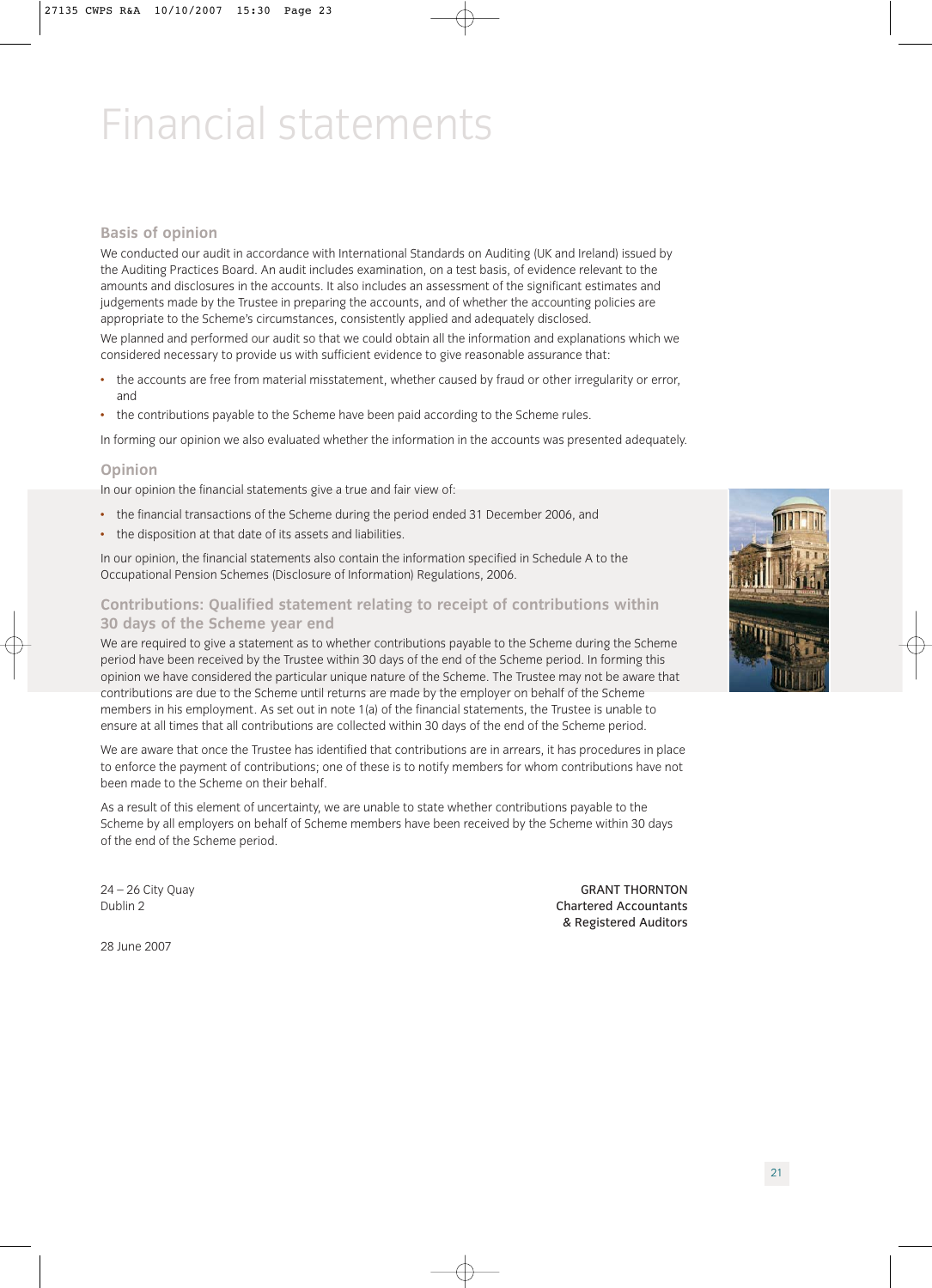# Financial statements

## Basis of opinion

We conducted our audit in accordance with International Standards on Auditing (UK and Ireland) issued by the Auditing Practices Board. An audit includes examination, on a test basis, of evidence relevant to the amounts and disclosures in the accounts. It also includes an assessment of the significant estimates and judgements made by the Trustee in preparing the accounts, and of whether the accounting policies are appropriate to the Scheme's circumstances, consistently applied and adequately disclosed.

We planned and performed our audit so that we could obtain all the information and explanations which we considered necessary to provide us with sufficient evidence to give reasonable assurance that:

- the accounts are free from material misstatement, whether caused by fraud or other irregularity or error, and
- the contributions payable to the Scheme have been paid according to the Scheme rules.

In forming our opinion we also evaluated whether the information in the accounts was presented adequately.

## Opinion

In our opinion the financial statements give a true and fair view of:

- the financial transactions of the Scheme during the period ended 31 December 2006, and
- the disposition at that date of its assets and liabilities.

In our opinion, the financial statements also contain the information specified in Schedule A to the Occupational Pension Schemes (Disclosure of Information) Regulations, 2006.

## Contributions: Qualified statement relating to receipt of contributions within 30 days of the Scheme year end

We are required to give a statement as to whether contributions payable to the Scheme during the Scheme period have been received by the Trustee within 30 days of the end of the Scheme period. In forming this opinion we have considered the particular unique nature of the Scheme. The Trustee may not be aware that contributions are due to the Scheme until returns are made by the employer on behalf of the Scheme members in his employment. As set out in note 1(a) of the financial statements, the Trustee is unable to ensure at all times that all contributions are collected within 30 days of the end of the Scheme period.

We are aware that once the Trustee has identified that contributions are in arrears, it has procedures in place to enforce the payment of contributions; one of these is to notify members for whom contributions have not been made to the Scheme on their behalf.

As a result of this element of uncertainty, we are unable to state whether contributions payable to the Scheme by all employers on behalf of Scheme members have been received by the Scheme within 30 days of the end of the Scheme period.

24 – 26 City Quay
Dublin 2

GRANT THORNTON
Chartered Accountants
& Registered Auditors

28 June 2007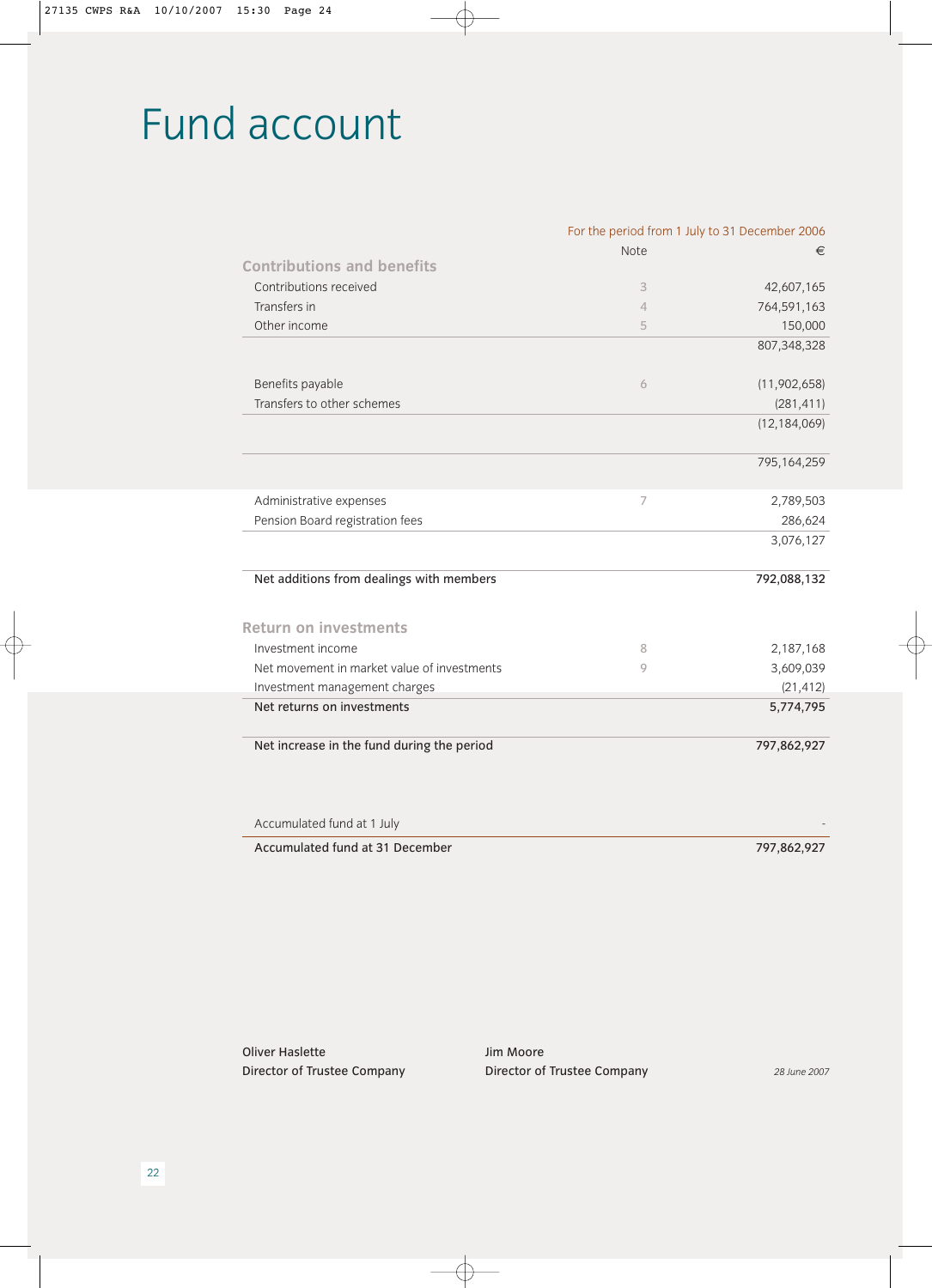# Fund account

| | Note | For the period from 1 July to 31 December 2006<br>€ |
|---|---|---|
| **Contributions and benefits** | | |
| Contributions received | 3 | 42,607,165 |
| Transfers in | 4 | 764,591,163 |
| Other income | 5 | 150,000 |
| | | 807,348,328 |
| Benefits payable | 6 | (11,902,658) |
| Transfers to other schemes | | (281,411) |
| | | (12,184,069) |
| | | 795,164,259 |
| Administrative expenses | 7 | 2,789,503 |
| Pension Board registration fees | | 286,624 |
| | | 3,076,127 |
| Net additions from dealings with members | | 792,088,132 |
| **Return on investments** | | |
| Investment income | 8 | 2,187,168 |
| Net movement in market value of investments | 9 | 3,609,039 |
| Investment management charges | | (21,412) |
| Net returns on investments | | 5,774,795 |
| Net increase in the fund during the period | | 797,862,927 |
| Accumulated fund at 1 July | | - |
| Accumulated fund at 31 December | | 797,862,927 |

Oliver Haslette
Director of Trustee Company

Jim Moore
Director of Trustee Company

*28 June 2007*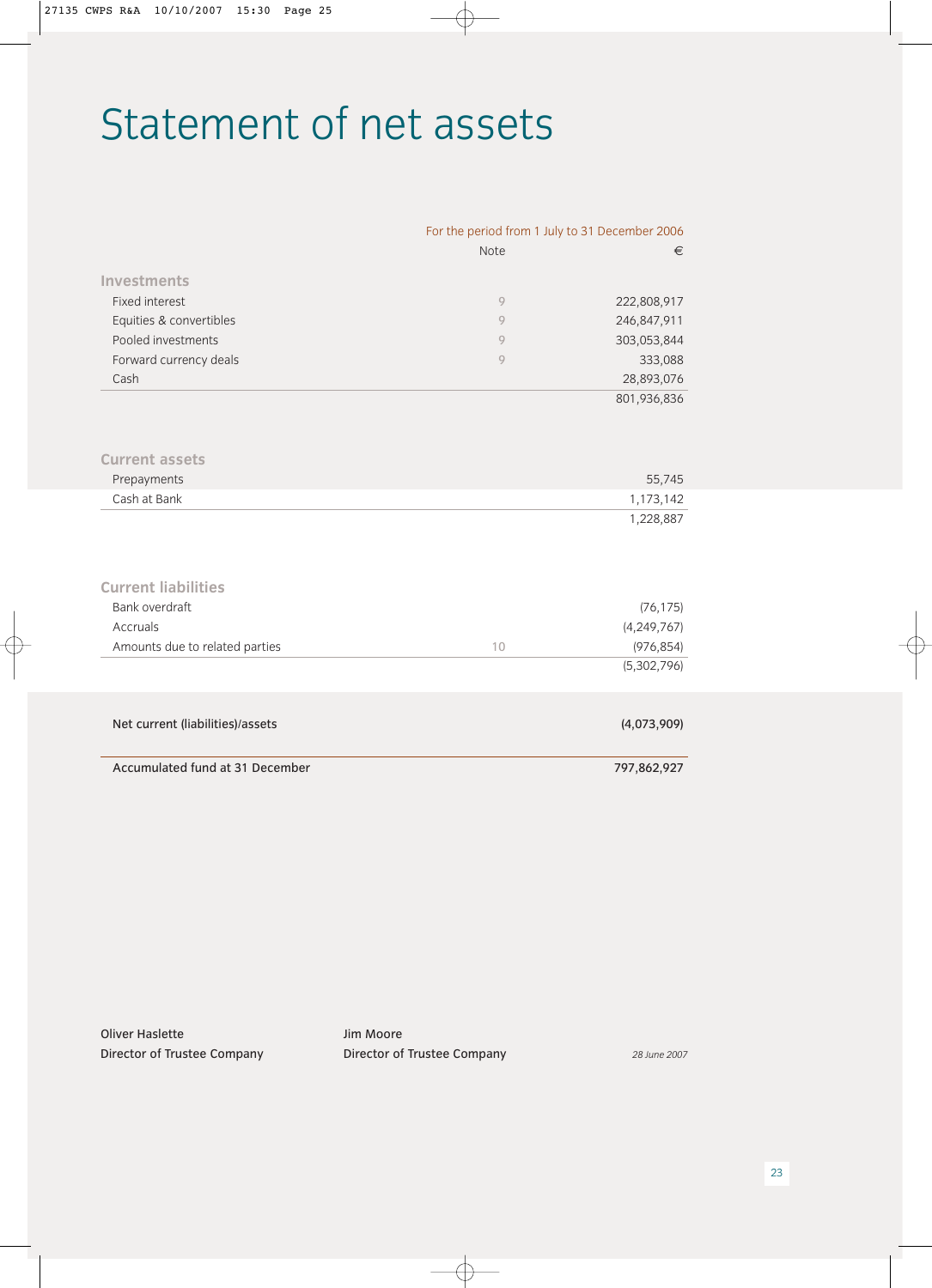# Statement of net assets

| | Note | For the period from 1 July to 31 December 2006 € |
|---|---|---|
| **Investments** | | |
| Fixed interest | 9 | 222,808,917 |
| Equities & convertibles | 9 | 246,847,911 |
| Pooled investments | 9 | 303,053,844 |
| Forward currency deals | 9 | 333,088 |
| Cash | | 28,893,076 |
| | | 801,936,836 |
| **Current assets** | | |
| Prepayments | | 55,745 |
| Cash at Bank | | 1,173,142 |
| | | 1,228,887 |
| **Current liabilities** | | |
| Bank overdraft | | (76,175) |
| Accruals | | (4,249,767) |
| Amounts due to related parties | 10 | (976,854) |
| | | (5,302,796) |
| **Net current (liabilities)/assets** | | **(4,073,909)** |
| **Accumulated fund at 31 December** | | **797,862,927** |

Oliver Haslette
Director of Trustee Company

Jim Moore
Director of Trustee Company

*28 June 2007*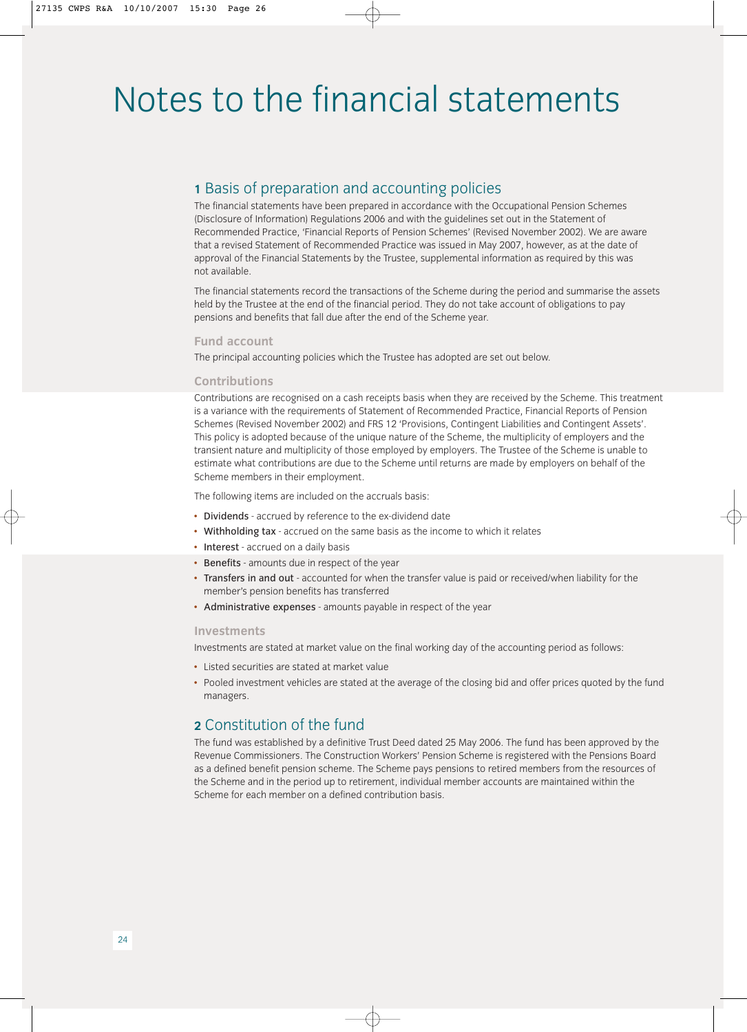# Notes to the financial statements

## 1 Basis of preparation and accounting policies

The financial statements have been prepared in accordance with the Occupational Pension Schemes (Disclosure of Information) Regulations 2006 and with the guidelines set out in the Statement of Recommended Practice, 'Financial Reports of Pension Schemes' (Revised November 2002). We are aware that a revised Statement of Recommended Practice was issued in May 2007, however, as at the date of approval of the Financial Statements by the Trustee, supplemental information as required by this was not available.

The financial statements record the transactions of the Scheme during the period and summarise the assets held by the Trustee at the end of the financial period. They do not take account of obligations to pay pensions and benefits that fall due after the end of the Scheme year.

### Fund account

The principal accounting policies which the Trustee has adopted are set out below.

### Contributions

Contributions are recognised on a cash receipts basis when they are received by the Scheme. This treatment is a variance with the requirements of Statement of Recommended Practice, Financial Reports of Pension Schemes (Revised November 2002) and FRS 12 'Provisions, Contingent Liabilities and Contingent Assets'. This policy is adopted because of the unique nature of the Scheme, the multiplicity of employers and the transient nature and multiplicity of those employed by employers. The Trustee of the Scheme is unable to estimate what contributions are due to the Scheme until returns are made by employers on behalf of the Scheme members in their employment.

The following items are included on the accruals basis:

- **Dividends** - accrued by reference to the ex-dividend date
- **Withholding tax** - accrued on the same basis as the income to which it relates
- **Interest** - accrued on a daily basis
- **Benefits** - amounts due in respect of the year
- **Transfers in and out** - accounted for when the transfer value is paid or received/when liability for the member's pension benefits has transferred
- **Administrative expenses** - amounts payable in respect of the year

### Investments

Investments are stated at market value on the final working day of the accounting period as follows:

- Listed securities are stated at market value
- Pooled investment vehicles are stated at the average of the closing bid and offer prices quoted by the fund managers.

## 2 Constitution of the fund

The fund was established by a definitive Trust Deed dated 25 May 2006. The fund has been approved by the Revenue Commissioners. The Construction Workers' Pension Scheme is registered with the Pensions Board as a defined benefit pension scheme. The Scheme pays pensions to retired members from the resources of the Scheme and in the period up to retirement, individual member accounts are maintained within the Scheme for each member on a defined contribution basis.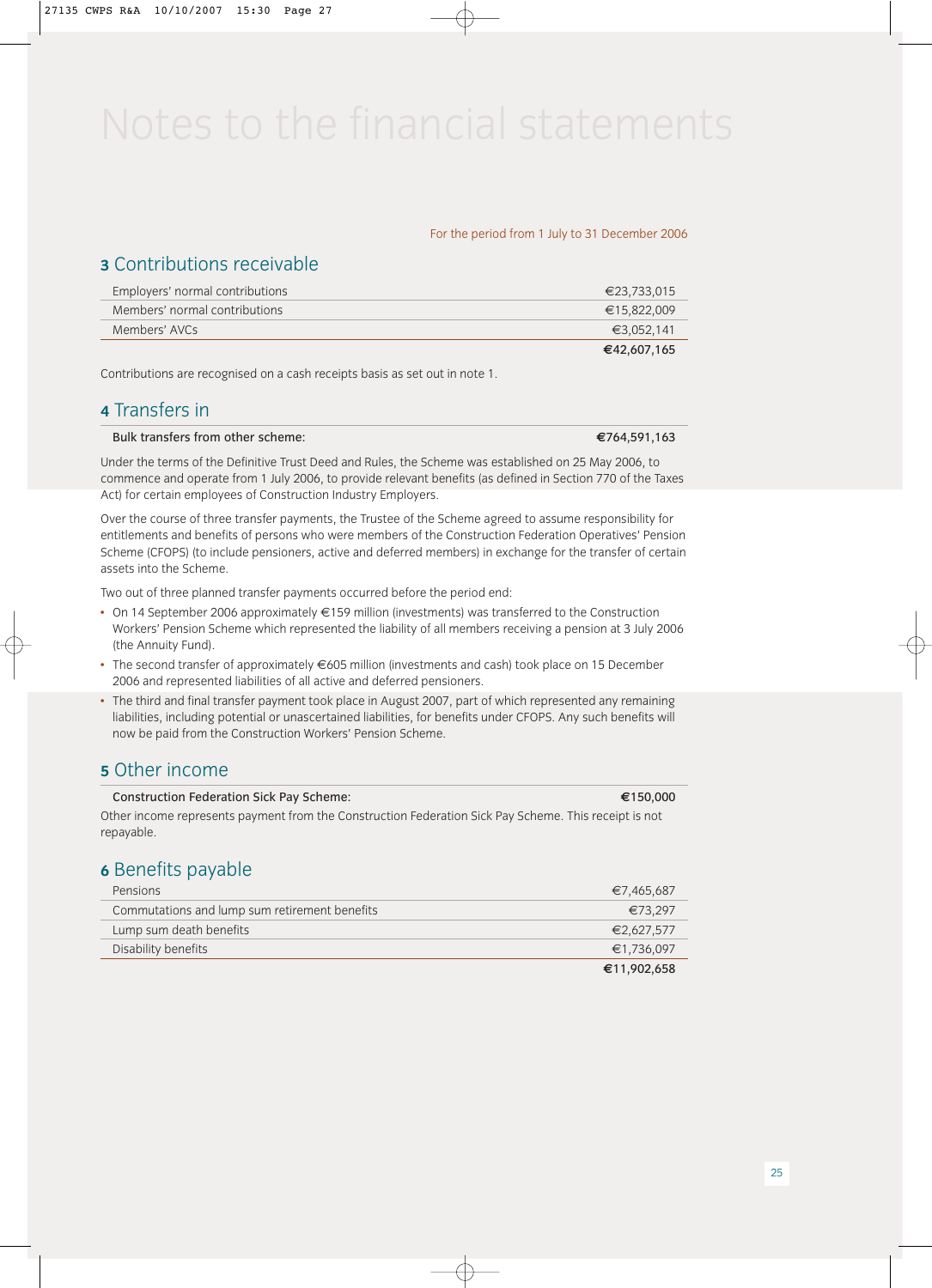# Notes to the financial statements

For the period from 1 July to 31 December 2006

## 3 Contributions receivable

| | |
|---|---|
| Employers' normal contributions | €23,733,015 |
| Members' normal contributions | €15,822,009 |
| Members' AVCs | €3,052,141 |
| | **€42,607,165** |

Contributions are recognised on a cash receipts basis as set out in note 1.

## 4 Transfers in

| | |
|---|---|
| Bulk transfers from other scheme: | **€764,591,163** |

Under the terms of the Definitive Trust Deed and Rules, the Scheme was established on 25 May 2006, to commence and operate from 1 July 2006, to provide relevant benefits (as defined in Section 770 of the Taxes Act) for certain employees of Construction Industry Employers.

Over the course of three transfer payments, the Trustee of the Scheme agreed to assume responsibility for entitlements and benefits of persons who were members of the Construction Federation Operatives' Pension Scheme (CFOPS) (to include pensioners, active and deferred members) in exchange for the transfer of certain assets into the Scheme.

Two out of three planned transfer payments occurred before the period end:

- On 14 September 2006 approximately €159 million (investments) was transferred to the Construction Workers' Pension Scheme which represented the liability of all members receiving a pension at 3 July 2006 (the Annuity Fund).
- The second transfer of approximately €605 million (investments and cash) took place on 15 December 2006 and represented liabilities of all active and deferred pensioners.
- The third and final transfer payment took place in August 2007, part of which represented any remaining liabilities, including potential or unascertained liabilities, for benefits under CFOPS. Any such benefits will now be paid from the Construction Workers' Pension Scheme.

## 5 Other income

| | |
|---|---|
| Construction Federation Sick Pay Scheme: | **€150,000** |

Other income represents payment from the Construction Federation Sick Pay Scheme. This receipt is not repayable.

## 6 Benefits payable

| | |
|---|---|
| Pensions | €7,465,687 |
| Commutations and lump sum retirement benefits | €73,297 |
| Lump sum death benefits | €2,627,577 |
| Disability benefits | €1,736,097 |
| | **€11,902,658** |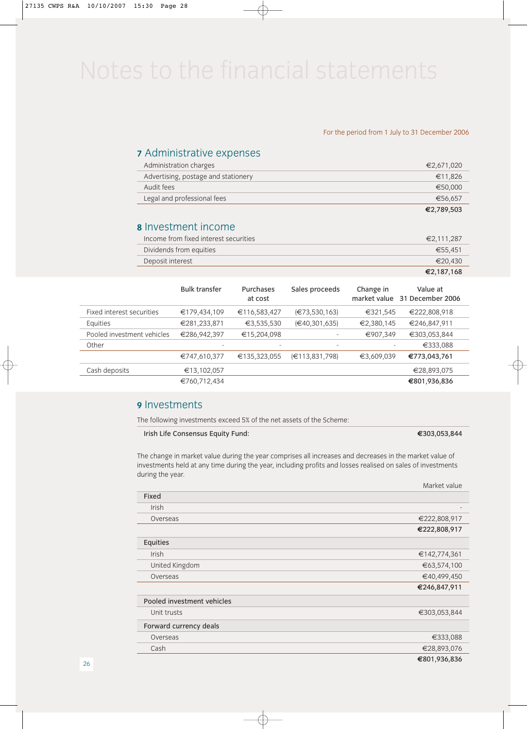# Notes to the financial statements

For the period from 1 July to 31 December 2006

## 7 Administrative expenses

| | |
|---|---|
| Administration charges | €2,671,020 |
| Advertising, postage and stationery | €11,826 |
| Audit fees | €50,000 |
| Legal and professional fees | €56,657 |
| | **€2,789,503** |

## 8 Investment income

| | |
|---|---|
| Income from fixed interest securities | €2,111,287 |
| Dividends from equities | €55,451 |
| Deposit interest | €20,430 |
| | **€2,187,168** |

| | Bulk transfer | Purchases at cost | Sales proceeds | Change in market value | Value at 31 December 2006 |
|---|---|---|---|---|---|
| Fixed interest securities | €179,434,109 | €116,583,427 | (€73,530,163) | €321,545 | €222,808,918 |
| Equities | €281,233,871 | €3,535,530 | (€40,301,635) | €2,380,145 | €246,847,911 |
| Pooled investment vehicles | €286,942,397 | €15,204,098 | - | €907,349 | €303,053,844 |
| Other | - | - | - | - | €333,088 |
| | €747,610,377 | €135,323,055 | (€113,831,798) | €3,609,039 | **€773,043,761** |
| Cash deposits | €13,102,057 | | | | €28,893,075 |
| | €760,712,434 | | | | **€801,936,836** |

## 9 Investments

The following investments exceed 5% of the net assets of the Scheme:

| | |
|---|---|
| Irish Life Consensus Equity Fund: | **€303,053,844** |

The change in market value during the year comprises all increases and decreases in the market value of investments held at any time during the year, including profits and losses realised on sales of investments during the year.

| | Market value |
|---|---|
| **Fixed** | |
| Irish | - |
| Overseas | €222,808,917 |
| | **€222,808,917** |
| **Equities** | |
| Irish | €142,774,361 |
| United Kingdom | €63,574,100 |
| Overseas | €40,499,450 |
| | **€246,847,911** |
| **Pooled investment vehicles** | |
| Unit trusts | €303,053,844 |
| **Forward currency deals** | |
| Overseas | €333,088 |
| Cash | €28,893,076 |
| | **€801,936,836** |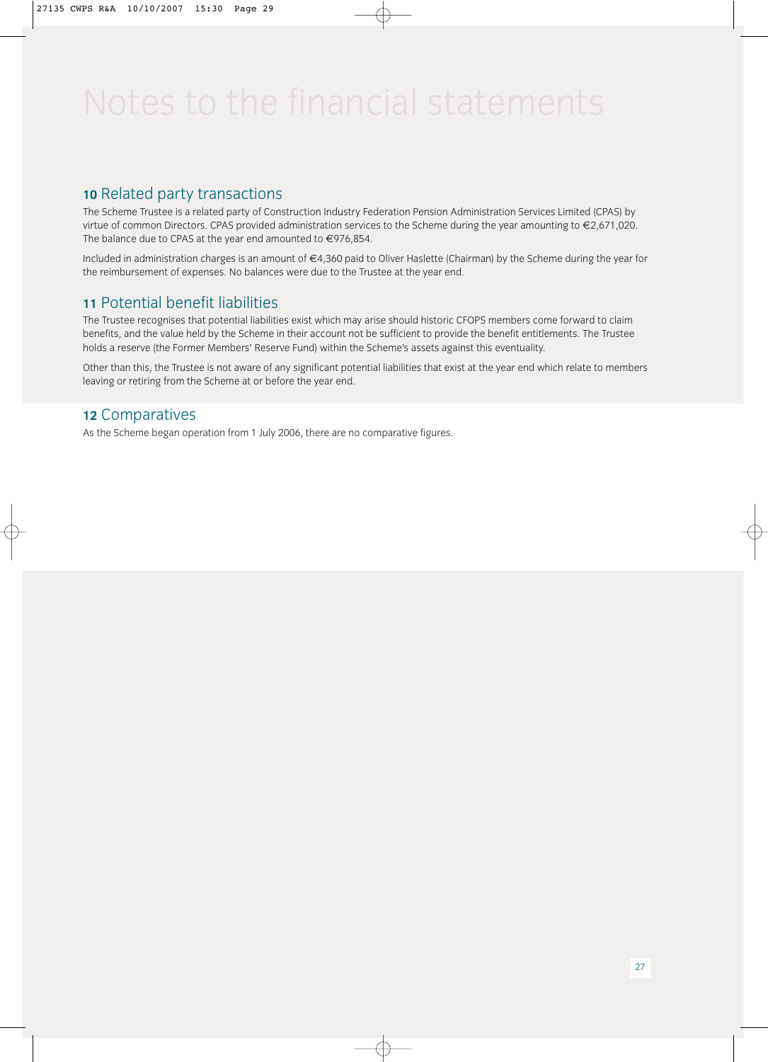# Notes to the financial statements

## 10 Related party transactions

The Scheme Trustee is a related party of Construction Industry Federation Pension Administration Services Limited (CPAS) by virtue of common Directors. CPAS provided administration services to the Scheme during the year amounting to €2,671,020. The balance due to CPAS at the year end amounted to €976,854.

Included in administration charges is an amount of €4,360 paid to Oliver Haslette (Chairman) by the Scheme during the year for the reimbursement of expenses. No balances were due to the Trustee at the year end.

## 11 Potential benefit liabilities

The Trustee recognises that potential liabilities exist which may arise should historic CFOPS members come forward to claim benefits, and the value held by the Scheme in their account not be sufficient to provide the benefit entitlements. The Trustee holds a reserve (the Former Members' Reserve Fund) within the Scheme's assets against this eventuality.

Other than this, the Trustee is not aware of any significant potential liabilities that exist at the year end which relate to members leaving or retiring from the Scheme at or before the year end.

## 12 Comparatives

As the Scheme began operation from 1 July 2006, there are no comparative figures.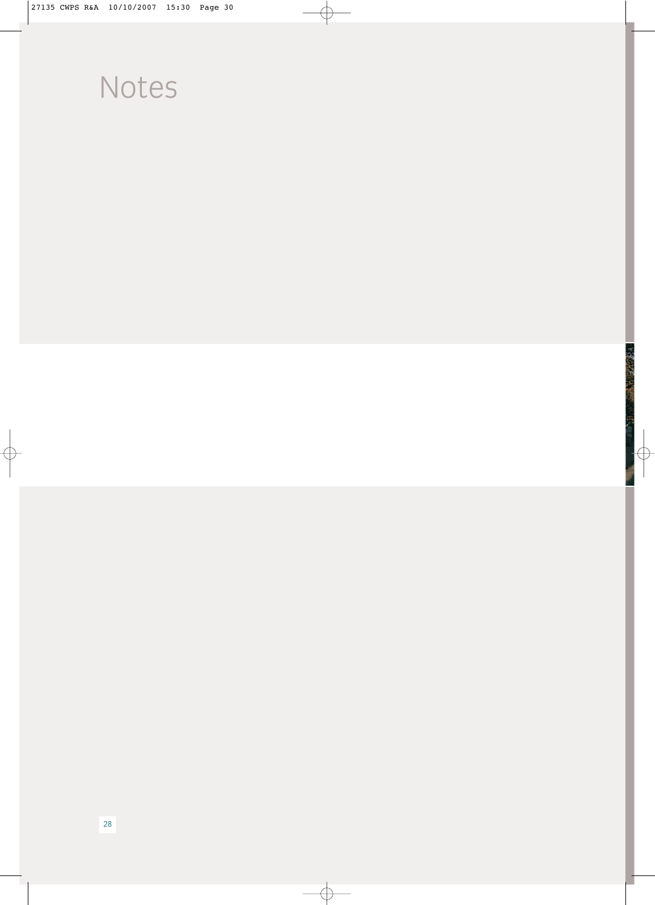# Notes